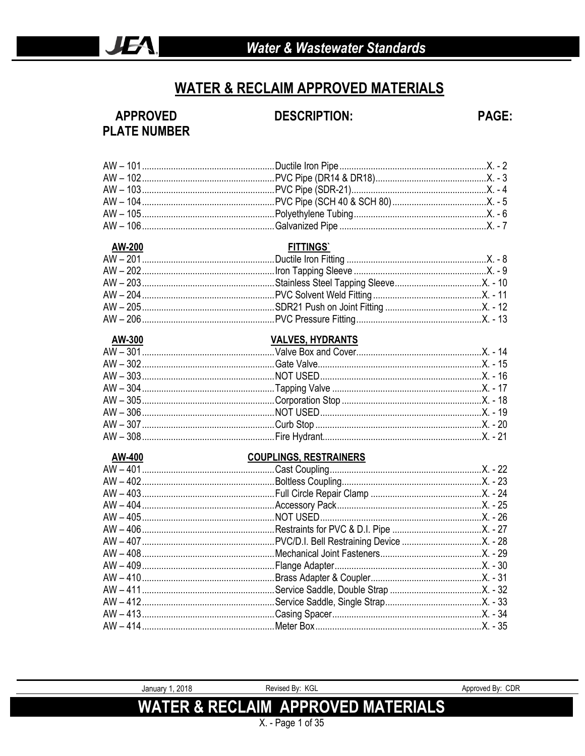# WATER & RECLAIM APPROVED MATERIALS

| APPROVED PLATE NUMBER | DESCRIPTION: | PAGE: |
|---|---|---|
| AW – 101 | Ductile Iron Pipe | X. - 2 |
| AW – 102 | PVC Pipe (DR14 & DR18) | X. - 3 |
| AW – 103 | PVC Pipe (SDR-21) | X. - 4 |
| AW – 104 | PVC Pipe (SCH 40 & SCH 80) | X. - 5 |
| AW – 105 | Polyethylene Tubing | X. - 6 |
| AW – 106 | Galvanized Pipe | X. - 7 |
| **AW-200** | **FITTINGS`** | |
| AW – 201 | Ductile Iron Fitting | X. - 8 |
| AW – 202 | Iron Tapping Sleeve | X. - 9 |
| AW – 203 | Stainless Steel Tapping Sleeve | X. - 10 |
| AW – 204 | PVC Solvent Weld Fitting | X. - 11 |
| AW – 205 | SDR21 Push on Joint Fitting | X. - 12 |
| AW – 206 | PVC Pressure Fitting | X. - 13 |
| **AW-300** | **VALVES, HYDRANTS** | |
| AW – 301 | Valve Box and Cover | X. - 14 |
| AW – 302 | Gate Valve | X. - 15 |
| AW – 303 | NOT USED | X. - 16 |
| AW – 304 | Tapping Valve | X. - 17 |
| AW – 305 | Corporation Stop | X. - 18 |
| AW – 306 | NOT USED | X. - 19 |
| AW – 307 | Curb Stop | X. - 20 |
| AW – 308 | Fire Hydrant | X. - 21 |
| **AW-400** | **COUPLINGS, RESTRAINERS** | |
| AW – 401 | Cast Coupling | X. - 22 |
| AW – 402 | Boltless Coupling | X. - 23 |
| AW – 403 | Full Circle Repair Clamp | X. - 24 |
| AW – 404 | Accessory Pack | X. - 25 |
| AW – 405 | NOT USED | X. - 26 |
| AW – 406 | Restraints for PVC & D.I. Pipe | X. - 27 |
| AW – 407 | PVC/D.I. Bell Restraining Device | X. - 28 |
| AW – 408 | Mechanical Joint Fasteners | X. - 29 |
| AW – 409 | Flange Adapter | X. - 30 |
| AW – 410 | Brass Adapter & Coupler | X. - 31 |
| AW – 411 | Service Saddle, Double Strap | X. - 32 |
| AW – 412 | Service Saddle, Single Strap | X. - 33 |
| AW – 413 | Casing Spacer | X. - 34 |
| AW – 414 | Meter Box | X. - 35 |

January 1, 2018 — Revised By: KGL — Approved By: CDR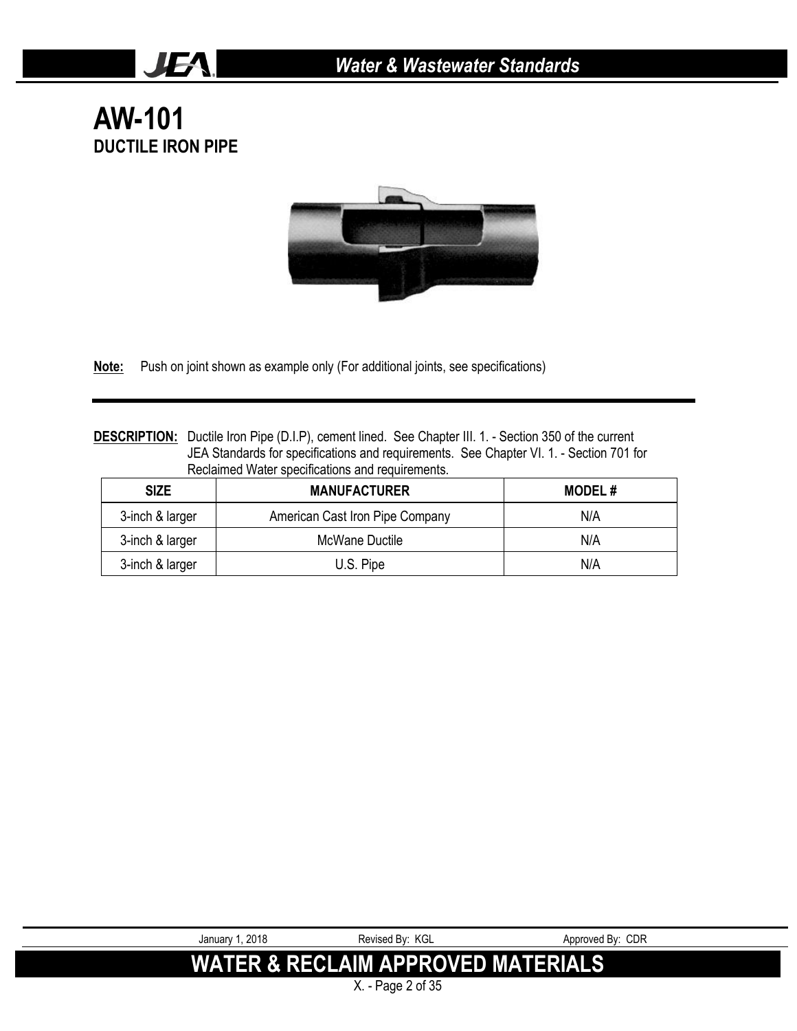# AW-101
## DUCTILE IRON PIPE

**Note:** Push on joint shown as example only (For additional joints, see specifications)

**DESCRIPTION:** Ductile Iron Pipe (D.I.P), cement lined. See Chapter III. 1. - Section 350 of the current JEA Standards for specifications and requirements. See Chapter VI. 1. - Section 701 for Reclaimed Water specifications and requirements.

| SIZE | MANUFACTURER | MODEL # |
|---|---|---|
| 3-inch & larger | American Cast Iron Pipe Company | N/A |
| 3-inch & larger | McWane Ductile | N/A |
| 3-inch & larger | U.S. Pipe | N/A |

January 1, 2018 Revised By: KGL Approved By: CDR

**WATER & RECLAIM APPROVED MATERIALS**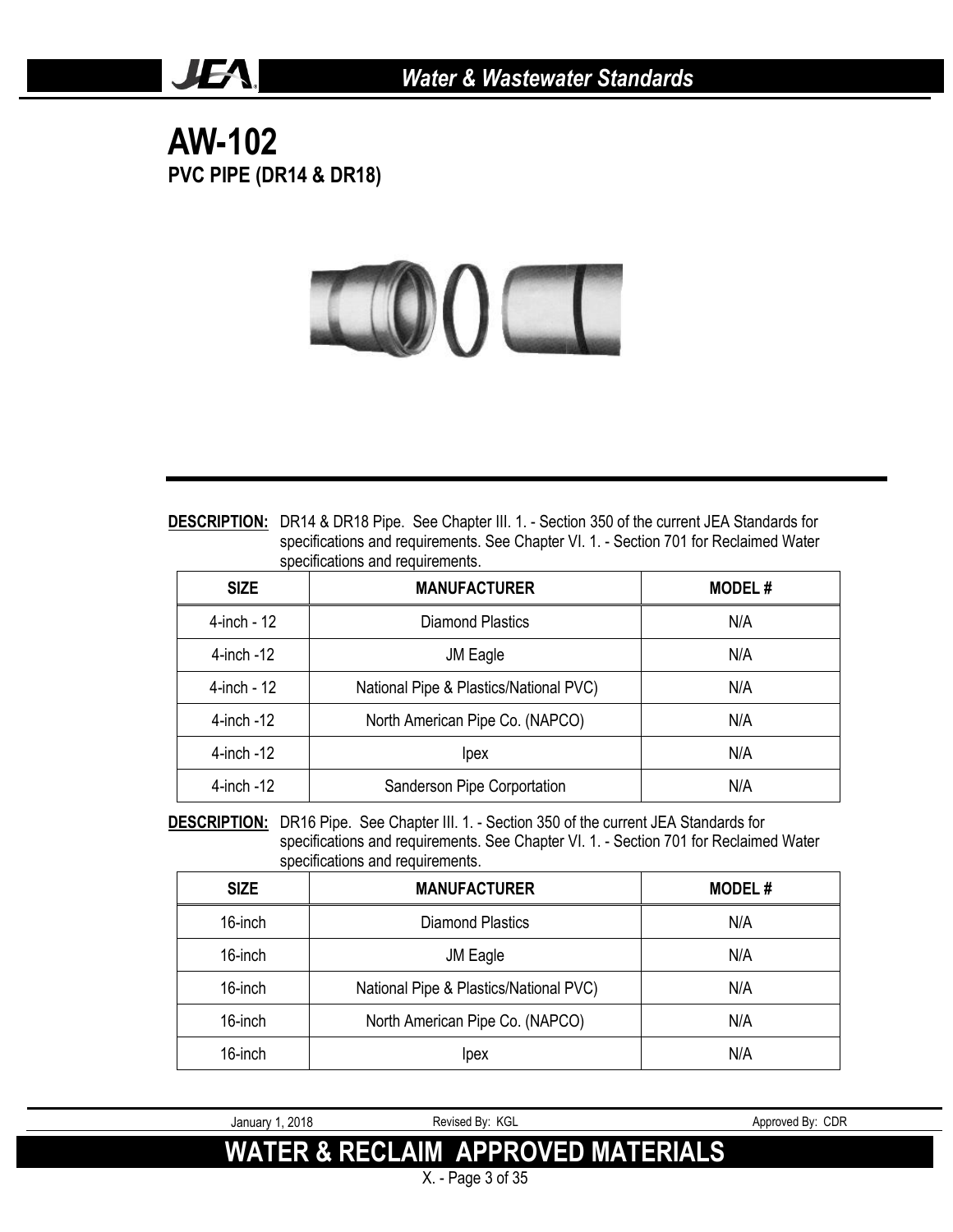# AW-102

## PVC PIPE (DR14 & DR18)

**DESCRIPTION:** DR14 & DR18 Pipe. See Chapter III. 1. - Section 350 of the current JEA Standards for specifications and requirements. See Chapter VI. 1. - Section 701 for Reclaimed Water specifications and requirements.

| SIZE | MANUFACTURER | MODEL # |
|---|---|---|
| 4-inch - 12 | Diamond Plastics | N/A |
| 4-inch -12 | JM Eagle | N/A |
| 4-inch - 12 | National Pipe & Plastics/National PVC) | N/A |
| 4-inch -12 | North American Pipe Co. (NAPCO) | N/A |
| 4-inch -12 | Ipex | N/A |
| 4-inch -12 | Sanderson Pipe Corportation | N/A |

**DESCRIPTION:** DR16 Pipe. See Chapter III. 1. - Section 350 of the current JEA Standards for specifications and requirements. See Chapter VI. 1. - Section 701 for Reclaimed Water specifications and requirements.

| SIZE | MANUFACTURER | MODEL # |
|---|---|---|
| 16-inch | Diamond Plastics | N/A |
| 16-inch | JM Eagle | N/A |
| 16-inch | National Pipe & Plastics/National PVC) | N/A |
| 16-inch | North American Pipe Co. (NAPCO) | N/A |
| 16-inch | Ipex | N/A |

January 1, 2018 | Revised By: KGL | Approved By: CDR

**WATER & RECLAIM APPROVED MATERIALS**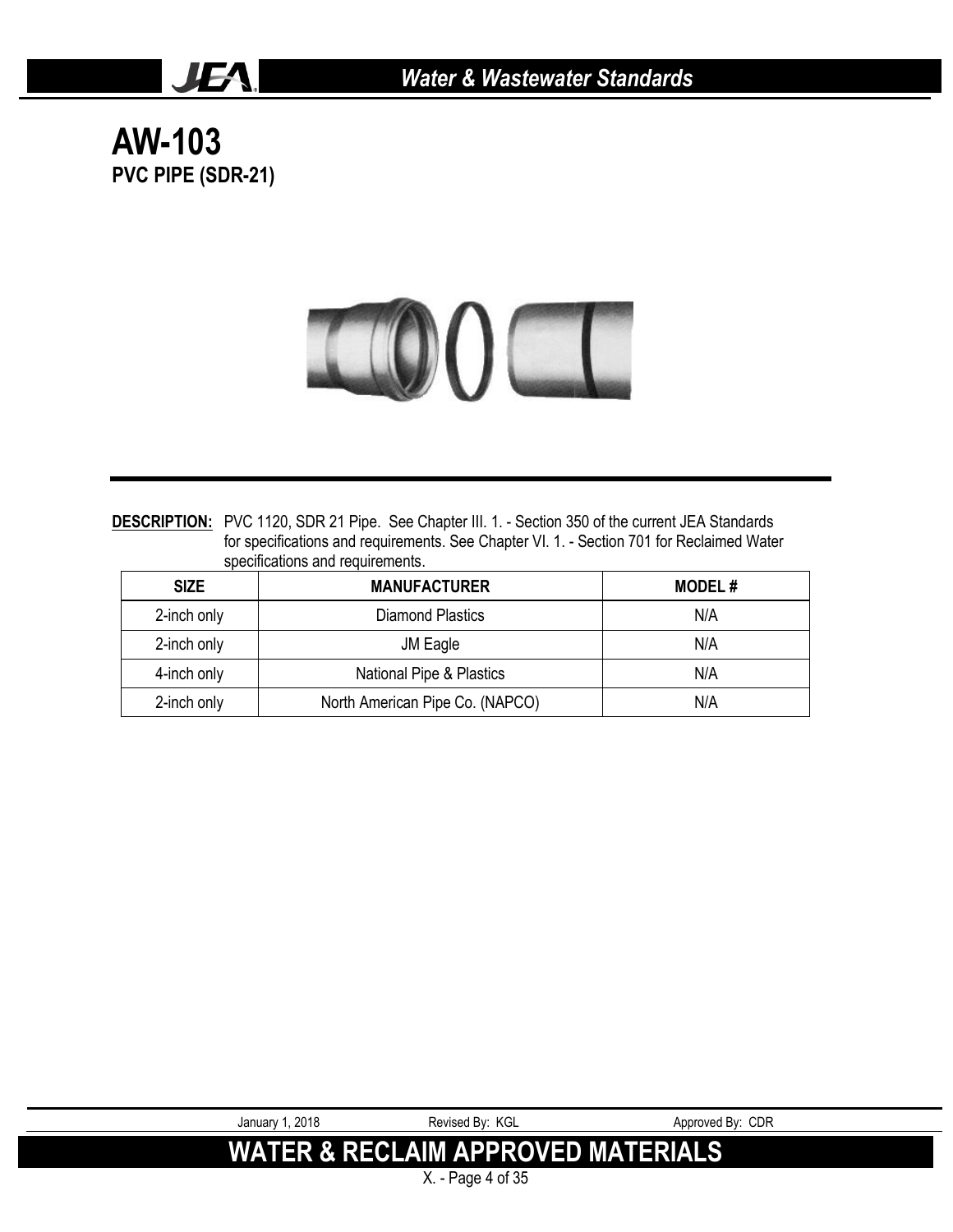# AW-103

## PVC PIPE (SDR-21)

**DESCRIPTION:** PVC 1120, SDR 21 Pipe. See Chapter III. 1. - Section 350 of the current JEA Standards for specifications and requirements. See Chapter VI. 1. - Section 701 for Reclaimed Water specifications and requirements.

| SIZE | MANUFACTURER | MODEL # |
|---|---|---|
| 2-inch only | Diamond Plastics | N/A |
| 2-inch only | JM Eagle | N/A |
| 4-inch only | National Pipe & Plastics | N/A |
| 2-inch only | North American Pipe Co. (NAPCO) | N/A |

January 1, 2018 | Revised By: KGL | Approved By: CDR

**WATER & RECLAIM APPROVED MATERIALS**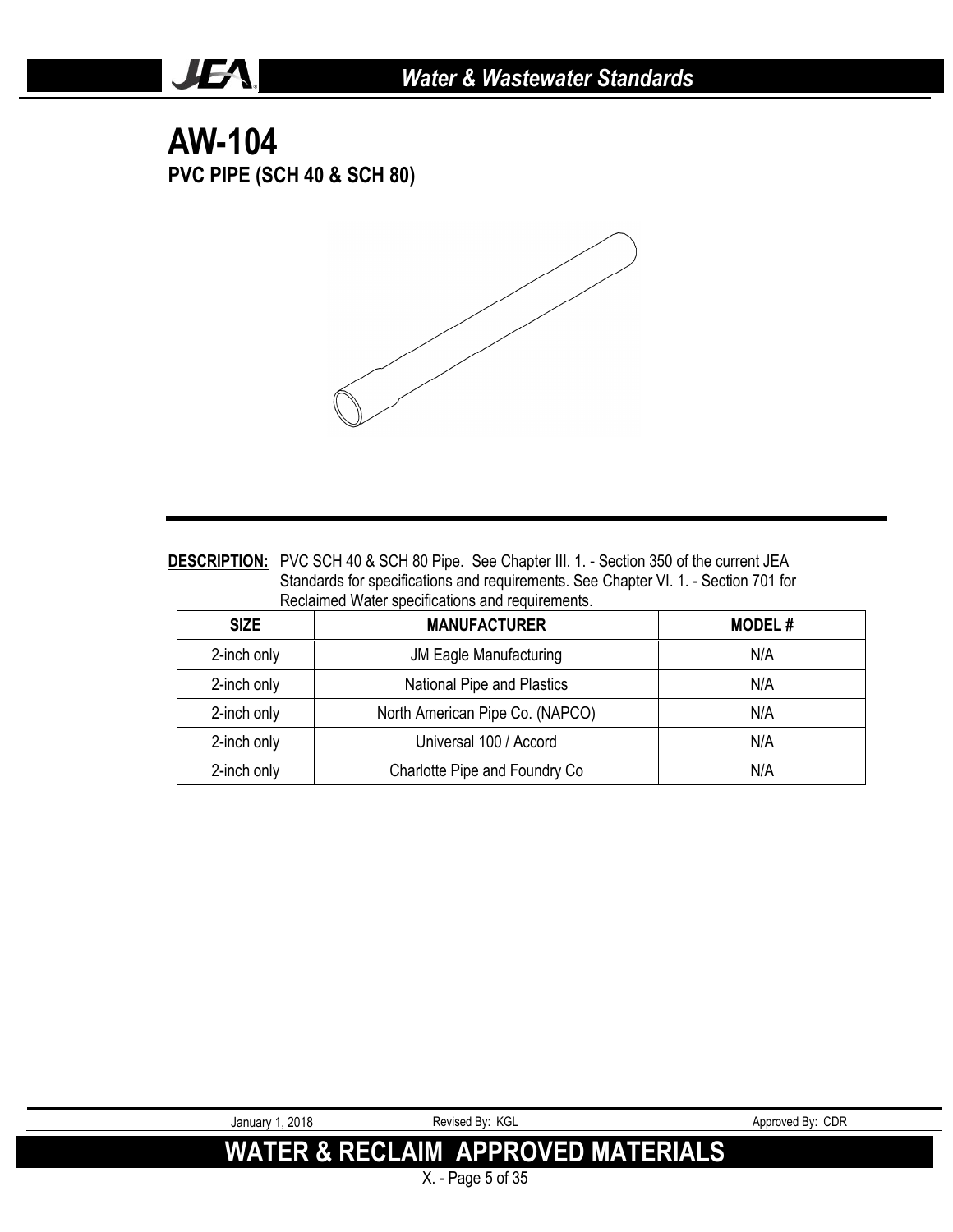# AW-104

## PVC PIPE (SCH 40 & SCH 80)

**DESCRIPTION:** PVC SCH 40 & SCH 80 Pipe. See Chapter III. 1. - Section 350 of the current JEA Standards for specifications and requirements. See Chapter VI. 1. - Section 701 for Reclaimed Water specifications and requirements.

| SIZE | MANUFACTURER | MODEL # |
|---|---|---|
| 2-inch only | JM Eagle Manufacturing | N/A |
| 2-inch only | National Pipe and Plastics | N/A |
| 2-inch only | North American Pipe Co. (NAPCO) | N/A |
| 2-inch only | Universal 100 / Accord | N/A |
| 2-inch only | Charlotte Pipe and Foundry Co | N/A |

January 1, 2018 Revised By: KGL Approved By: CDR

**WATER & RECLAIM APPROVED MATERIALS**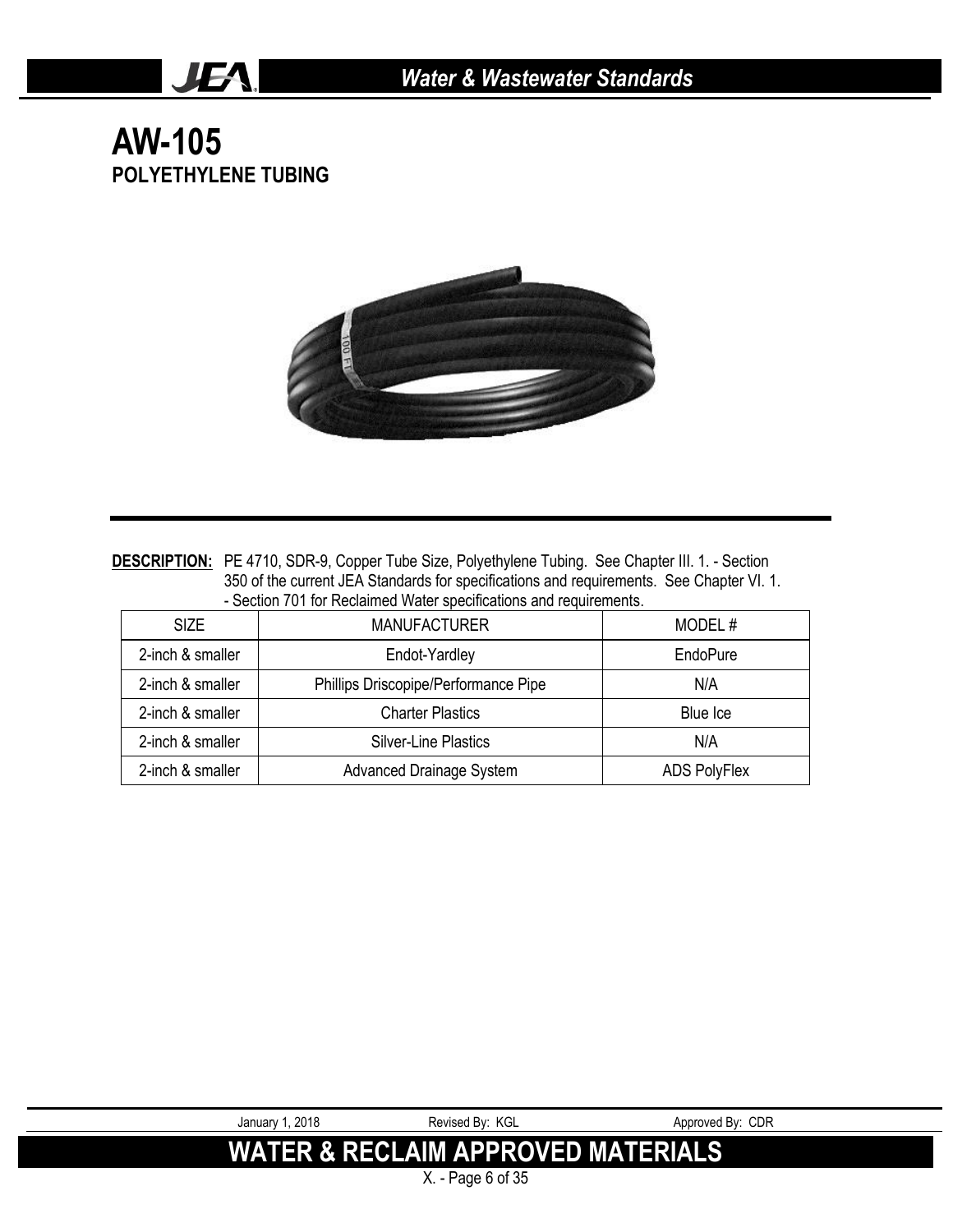# AW-105

## POLYETHYLENE TUBING

**DESCRIPTION:** PE 4710, SDR-9, Copper Tube Size, Polyethylene Tubing. See Chapter III. 1. - Section 350 of the current JEA Standards for specifications and requirements. See Chapter VI. 1. - Section 701 for Reclaimed Water specifications and requirements.

| SIZE | MANUFACTURER | MODEL # |
| --- | --- | --- |
| 2-inch & smaller | Endot-Yardley | EndoPure |
| 2-inch & smaller | Phillips Driscopipe/Performance Pipe | N/A |
| 2-inch & smaller | Charter Plastics | Blue Ice |
| 2-inch & smaller | Silver-Line Plastics | N/A |
| 2-inch & smaller | Advanced Drainage System | ADS PolyFlex |

January 1, 2018 Revised By: KGL Approved By: CDR

**WATER & RECLAIM APPROVED MATERIALS**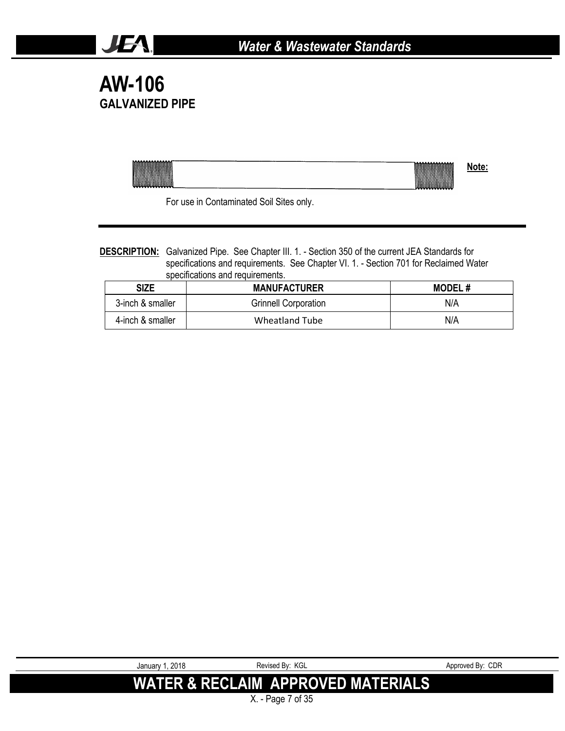# AW-106

## GALVANIZED PIPE

**Note:**

For use in Contaminated Soil Sites only.

**DESCRIPTION:** Galvanized Pipe. See Chapter III. 1. - Section 350 of the current JEA Standards for specifications and requirements. See Chapter VI. 1. - Section 701 for Reclaimed Water specifications and requirements.

| SIZE | MANUFACTURER | MODEL # |
|---|---|---|
| 3-inch & smaller | Grinnell Corporation | N/A |
| 4-inch & smaller | Wheatland Tube | N/A |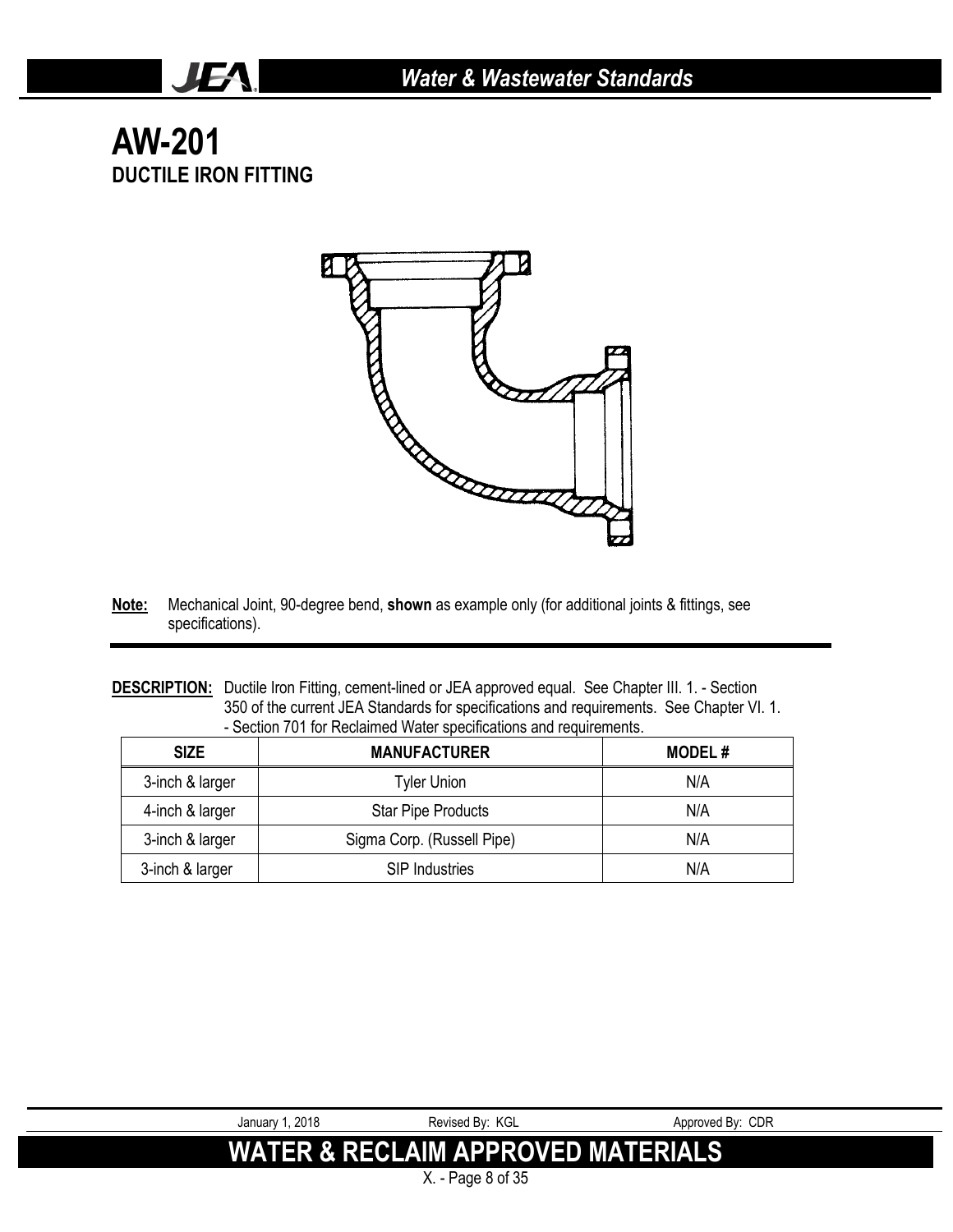# AW-201

## DUCTILE IRON FITTING

**Note:** Mechanical Joint, 90-degree bend, **shown** as example only (for additional joints & fittings, see specifications).

**DESCRIPTION:** Ductile Iron Fitting, cement-lined or JEA approved equal. See Chapter III. 1. - Section 350 of the current JEA Standards for specifications and requirements. See Chapter VI. 1. - Section 701 for Reclaimed Water specifications and requirements.

| SIZE | MANUFACTURER | MODEL # |
|---|---|---|
| 3-inch & larger | Tyler Union | N/A |
| 4-inch & larger | Star Pipe Products | N/A |
| 3-inch & larger | Sigma Corp. (Russell Pipe) | N/A |
| 3-inch & larger | SIP Industries | N/A |

January 1, 2018 Revised By: KGL Approved By: CDR

WATER & RECLAIM APPROVED MATERIALS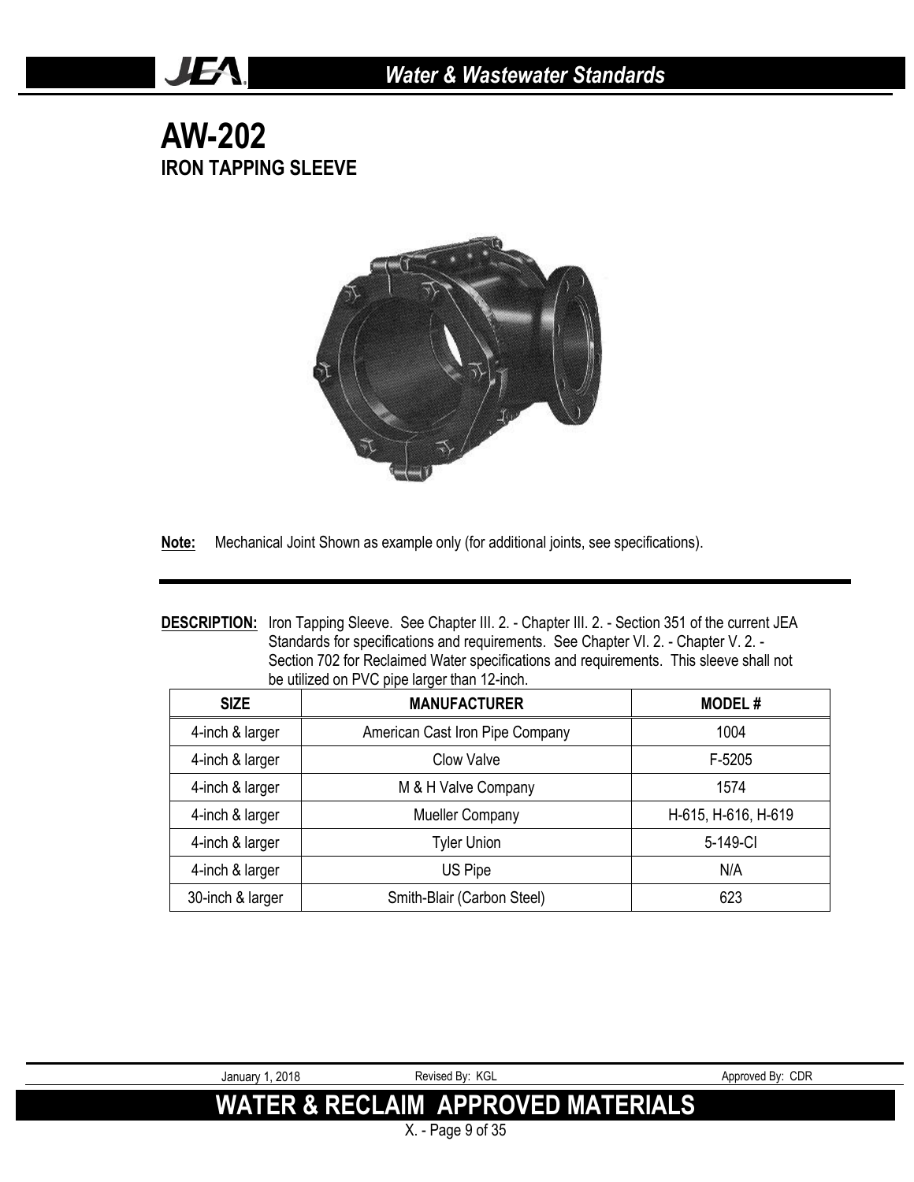# AW-202

## IRON TAPPING SLEEVE

**Note:** Mechanical Joint Shown as example only (for additional joints, see specifications).

**DESCRIPTION:** Iron Tapping Sleeve. See Chapter III. 2. - Chapter III. 2. - Section 351 of the current JEA Standards for specifications and requirements. See Chapter VI. 2. - Chapter V. 2. - Section 702 for Reclaimed Water specifications and requirements. This sleeve shall not be utilized on PVC pipe larger than 12-inch.

| SIZE | MANUFACTURER | MODEL # |
|---|---|---|
| 4-inch & larger | American Cast Iron Pipe Company | 1004 |
| 4-inch & larger | Clow Valve | F-5205 |
| 4-inch & larger | M & H Valve Company | 1574 |
| 4-inch & larger | Mueller Company | H-615, H-616, H-619 |
| 4-inch & larger | Tyler Union | 5-149-CI |
| 4-inch & larger | US Pipe | N/A |
| 30-inch & larger | Smith-Blair (Carbon Steel) | 623 |

January 1, 2018 Revised By: KGL Approved By: CDR

**WATER & RECLAIM APPROVED MATERIALS**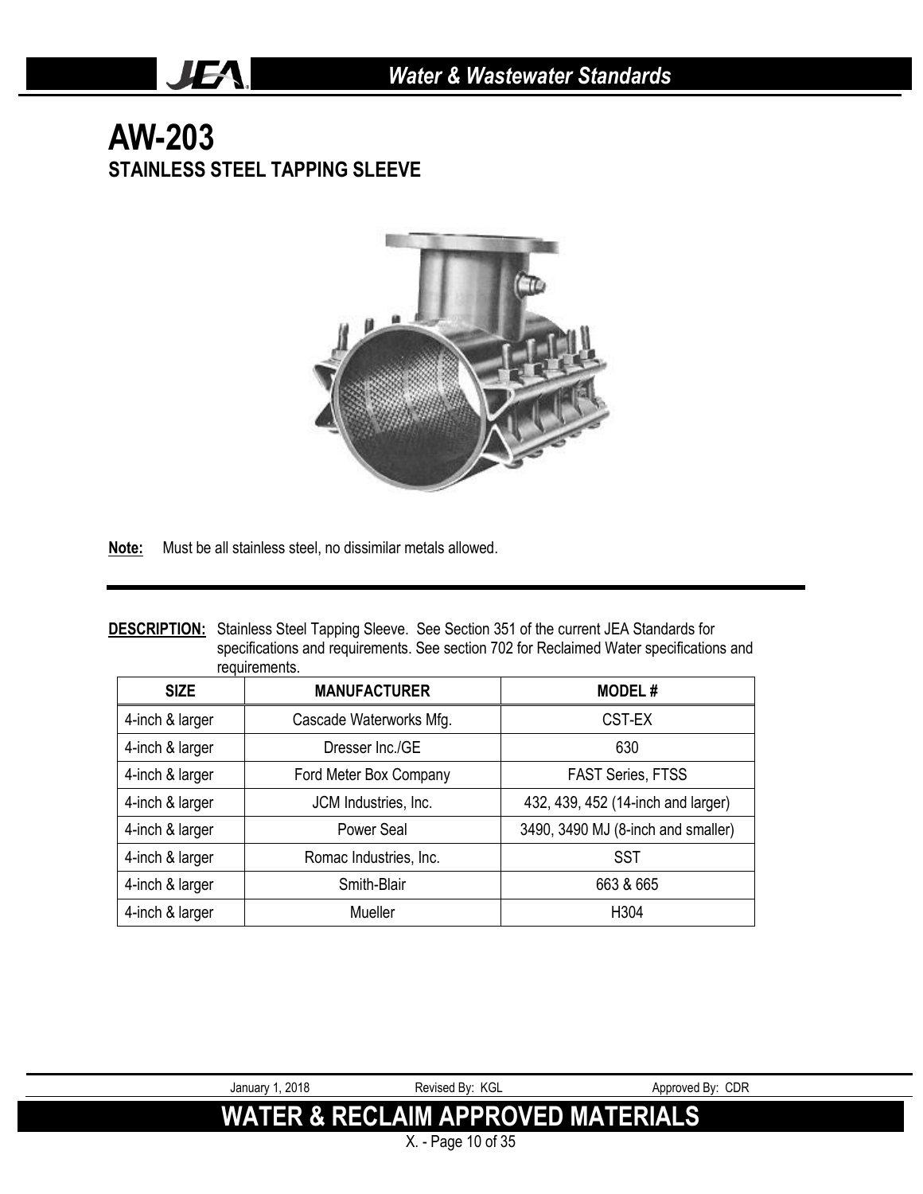# AW-203

## STAINLESS STEEL TAPPING SLEEVE

**Note:** Must be all stainless steel, no dissimilar metals allowed.

**DESCRIPTION:** Stainless Steel Tapping Sleeve. See Section 351 of the current JEA Standards for specifications and requirements. See section 702 for Reclaimed Water specifications and requirements.

| SIZE | MANUFACTURER | MODEL # |
|---|---|---|
| 4-inch & larger | Cascade Waterworks Mfg. | CST-EX |
| 4-inch & larger | Dresser Inc./GE | 630 |
| 4-inch & larger | Ford Meter Box Company | FAST Series, FTSS |
| 4-inch & larger | JCM Industries, Inc. | 432, 439, 452 (14-inch and larger) |
| 4-inch & larger | Power Seal | 3490, 3490 MJ (8-inch and smaller) |
| 4-inch & larger | Romac Industries, Inc. | SST |
| 4-inch & larger | Smith-Blair | 663 & 665 |
| 4-inch & larger | Mueller | H304 |

January 1, 2018 Revised By: KGL Approved By: CDR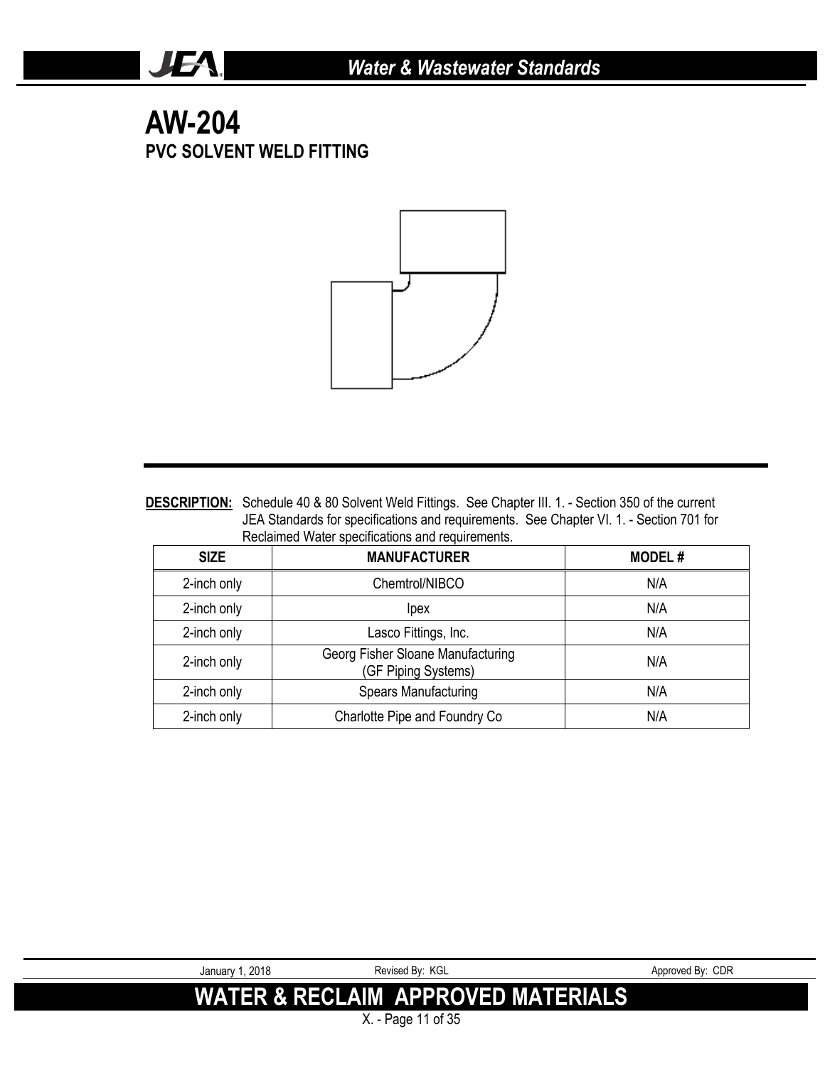# AW-204

## PVC SOLVENT WELD FITTING

**DESCRIPTION:** Schedule 40 & 80 Solvent Weld Fittings. See Chapter III. 1. - Section 350 of the current JEA Standards for specifications and requirements. See Chapter VI. 1. - Section 701 for Reclaimed Water specifications and requirements.

| SIZE | MANUFACTURER | MODEL # |
| --- | --- | --- |
| 2-inch only | Chemtrol/NIBCO | N/A |
| 2-inch only | Ipex | N/A |
| 2-inch only | Lasco Fittings, Inc. | N/A |
| 2-inch only | Georg Fisher Sloane Manufacturing (GF Piping Systems) | N/A |
| 2-inch only | Spears Manufacturing | N/A |
| 2-inch only | Charlotte Pipe and Foundry Co | N/A |

January 1, 2018 Revised By: KGL Approved By: CDR

**WATER & RECLAIM APPROVED MATERIALS**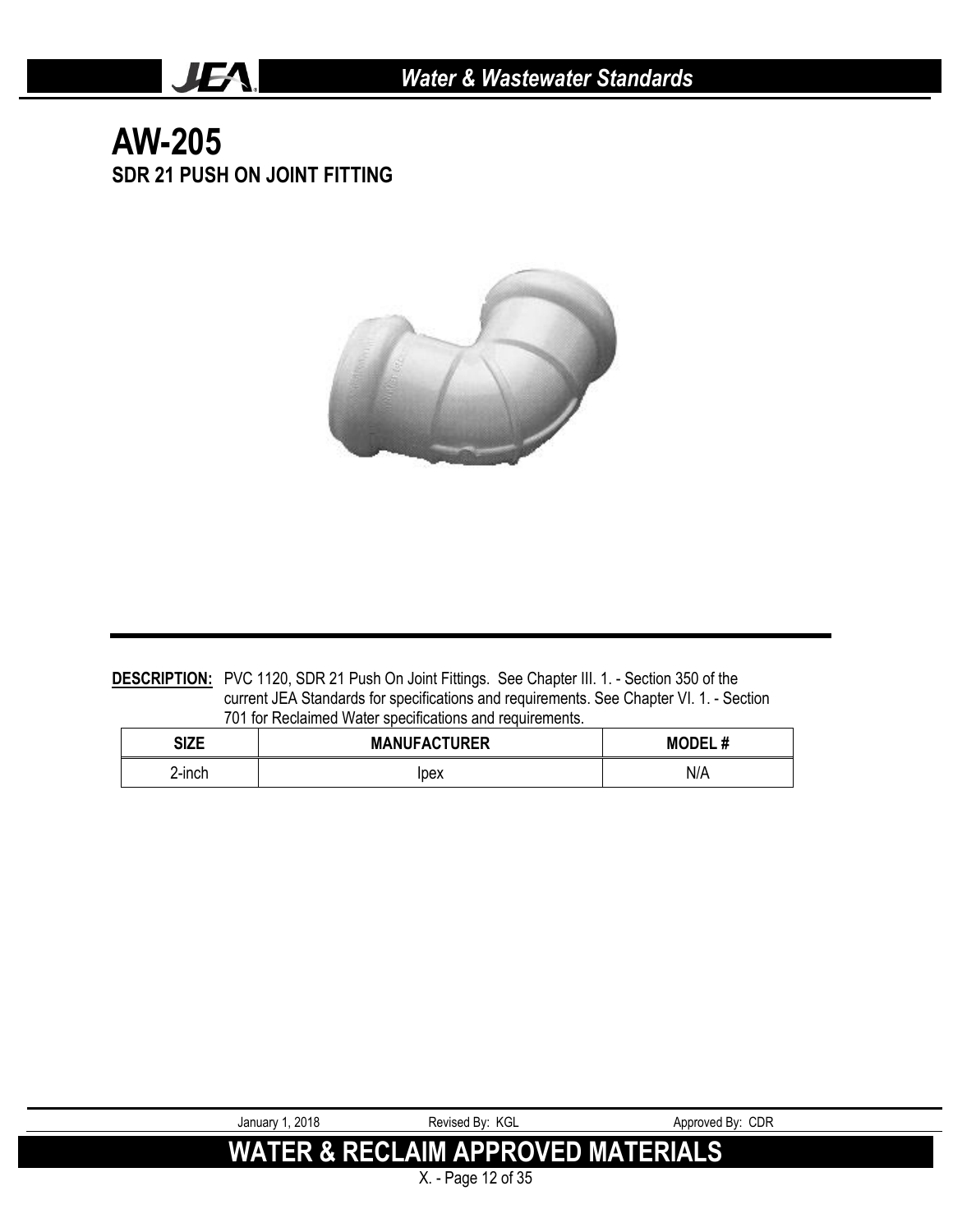# AW-205

## SDR 21 PUSH ON JOINT FITTING

**DESCRIPTION:** PVC 1120, SDR 21 Push On Joint Fittings. See Chapter III. 1. - Section 350 of the current JEA Standards for specifications and requirements. See Chapter VI. 1. - Section 701 for Reclaimed Water specifications and requirements.

| SIZE | MANUFACTURER | MODEL # |
| --- | --- | --- |
| 2-inch | Ipex | N/A |

January 1, 2018 | Revised By: KGL | Approved By: CDR

**WATER & RECLAIM APPROVED MATERIALS**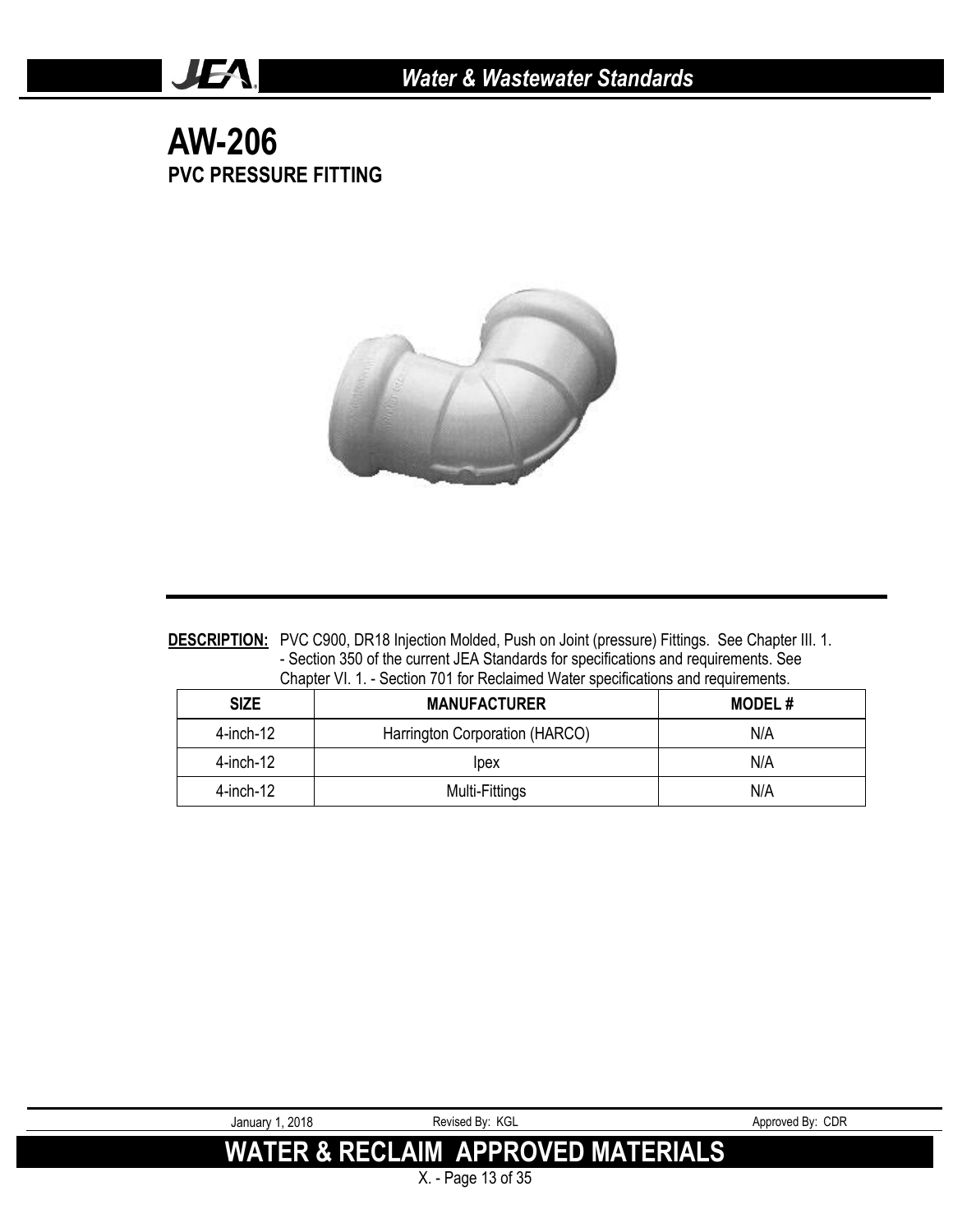# AW-206

## PVC PRESSURE FITTING

**DESCRIPTION:** PVC C900, DR18 Injection Molded, Push on Joint (pressure) Fittings. See Chapter III. 1. - Section 350 of the current JEA Standards for specifications and requirements. See Chapter VI. 1. - Section 701 for Reclaimed Water specifications and requirements.

| SIZE | MANUFACTURER | MODEL # |
|---|---|---|
| 4-inch-12 | Harrington Corporation (HARCO) | N/A |
| 4-inch-12 | Ipex | N/A |
| 4-inch-12 | Multi-Fittings | N/A |

January 1, 2018 Revised By: KGL Approved By: CDR

**WATER & RECLAIM APPROVED MATERIALS**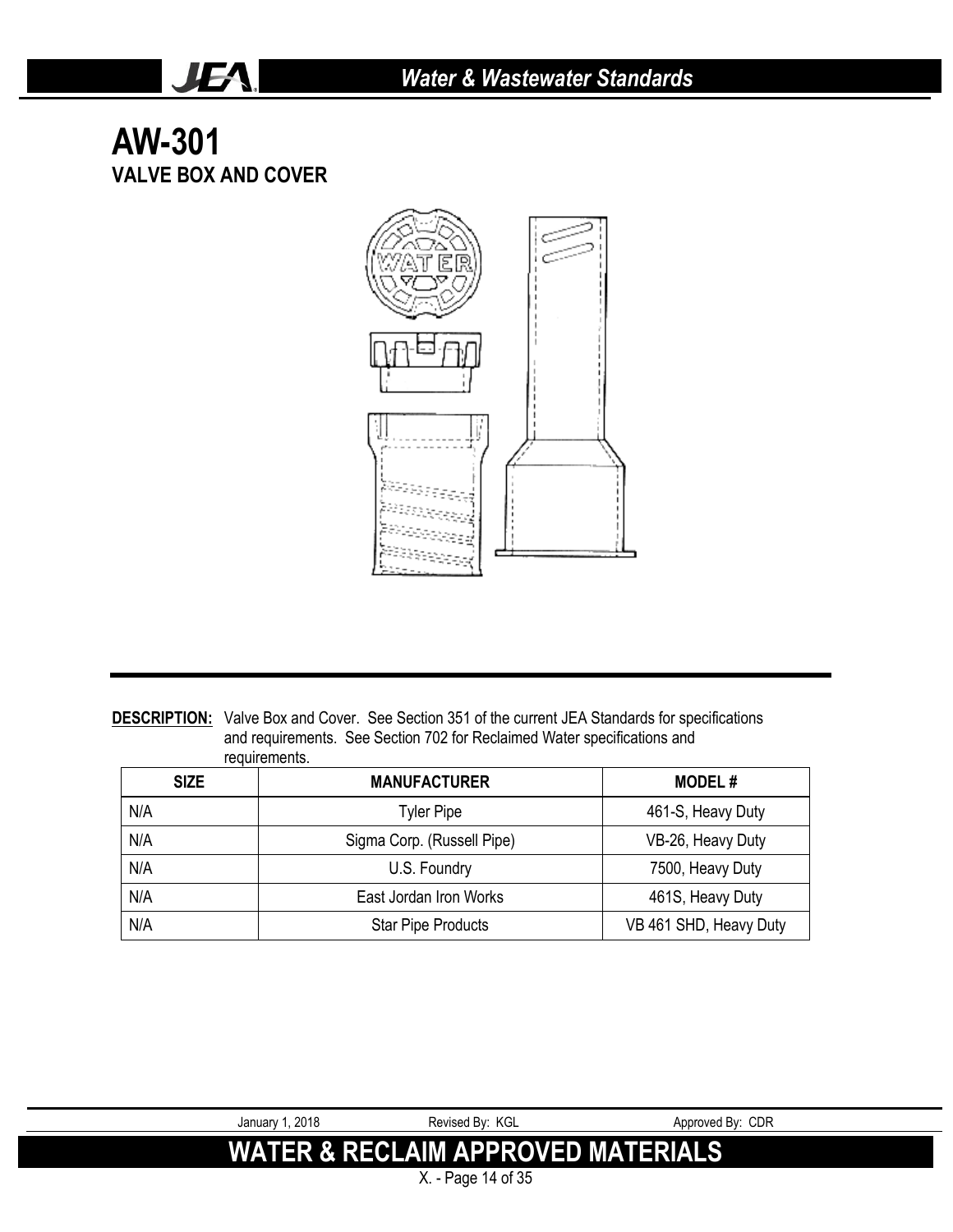# AW-301

## VALVE BOX AND COVER

**DESCRIPTION:** Valve Box and Cover. See Section 351 of the current JEA Standards for specifications and requirements. See Section 702 for Reclaimed Water specifications and requirements.

| SIZE | MANUFACTURER | MODEL # |
| --- | --- | --- |
| N/A | Tyler Pipe | 461-S, Heavy Duty |
| N/A | Sigma Corp. (Russell Pipe) | VB-26, Heavy Duty |
| N/A | U.S. Foundry | 7500, Heavy Duty |
| N/A | East Jordan Iron Works | 461S, Heavy Duty |
| N/A | Star Pipe Products | VB 461 SHD, Heavy Duty |

January 1, 2018 Revised By: KGL Approved By: CDR

**WATER & RECLAIM APPROVED MATERIALS**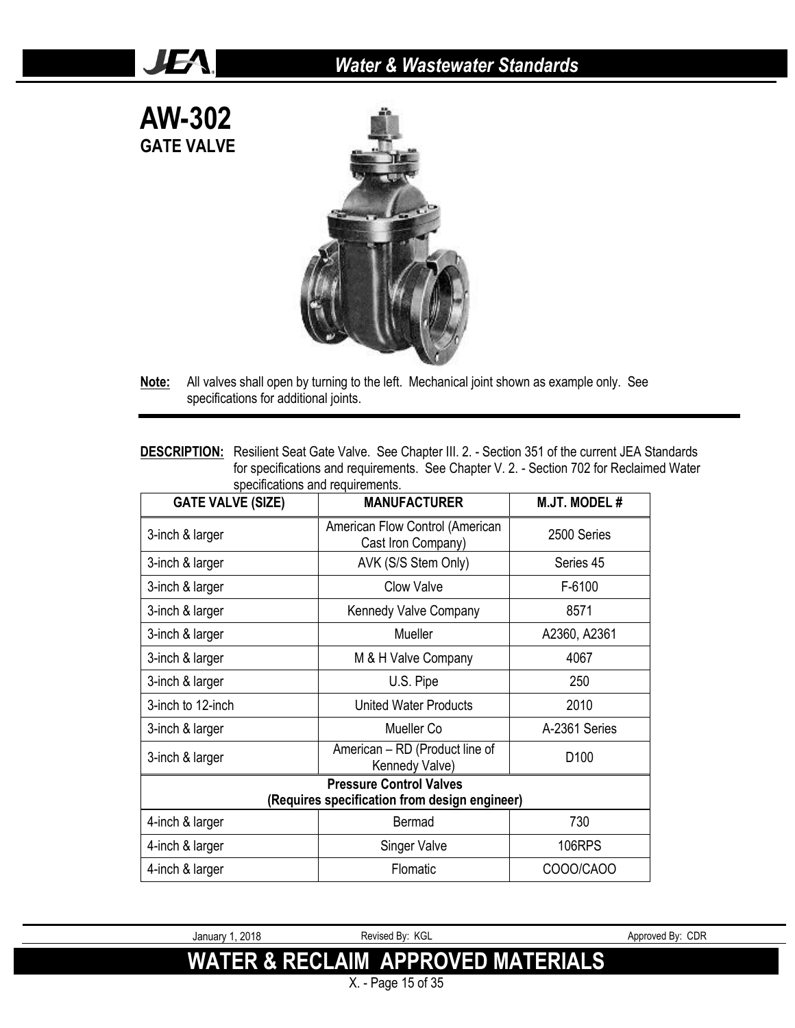# AW-302
## GATE VALVE

**Note:** All valves shall open by turning to the left. Mechanical joint shown as example only. See specifications for additional joints.

**DESCRIPTION:** Resilient Seat Gate Valve. See Chapter III. 2. - Section 351 of the current JEA Standards for specifications and requirements. See Chapter V. 2. - Section 702 for Reclaimed Water specifications and requirements.

| GATE VALVE (SIZE) | MANUFACTURER | M.JT. MODEL # |
|---|---|---|
| 3-inch & larger | American Flow Control (American Cast Iron Company) | 2500 Series |
| 3-inch & larger | AVK (S/S Stem Only) | Series 45 |
| 3-inch & larger | Clow Valve | F-6100 |
| 3-inch & larger | Kennedy Valve Company | 8571 |
| 3-inch & larger | Mueller | A2360, A2361 |
| 3-inch & larger | M & H Valve Company | 4067 |
| 3-inch & larger | U.S. Pipe | 250 |
| 3-inch to 12-inch | United Water Products | 2010 |
| 3-inch & larger | Mueller Co | A-2361 Series |
| 3-inch & larger | American – RD (Product line of Kennedy Valve) | D100 |
| **Pressure Control Valves (Requires specification from design engineer)** | | |
| 4-inch & larger | Bermad | 730 |
| 4-inch & larger | Singer Valve | 106RPS |
| 4-inch & larger | Flomatic | COOO/CAOO |

January 1, 2018 — Revised By: KGL — Approved By: CDR

**WATER & RECLAIM APPROVED MATERIALS**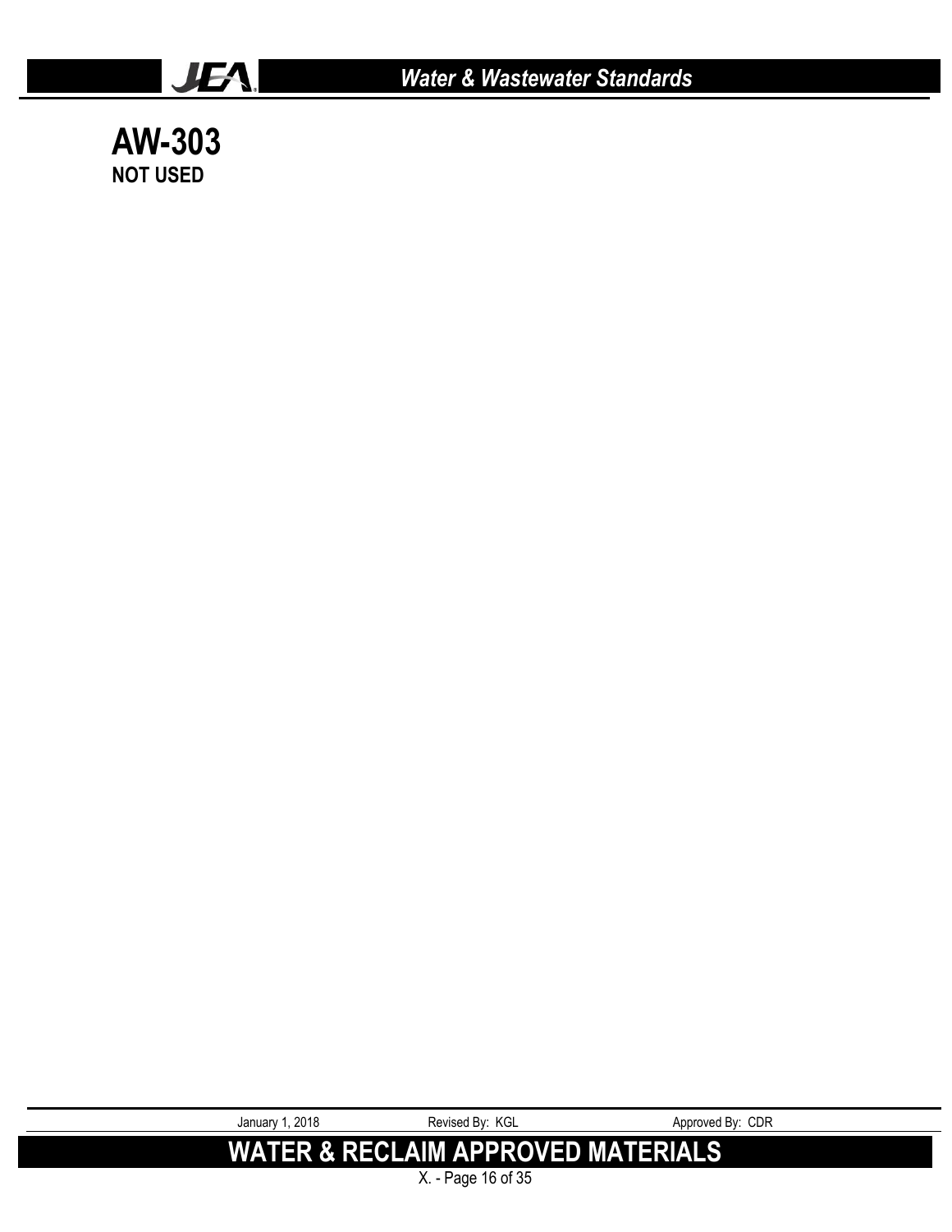# AW-303

**NOT USED**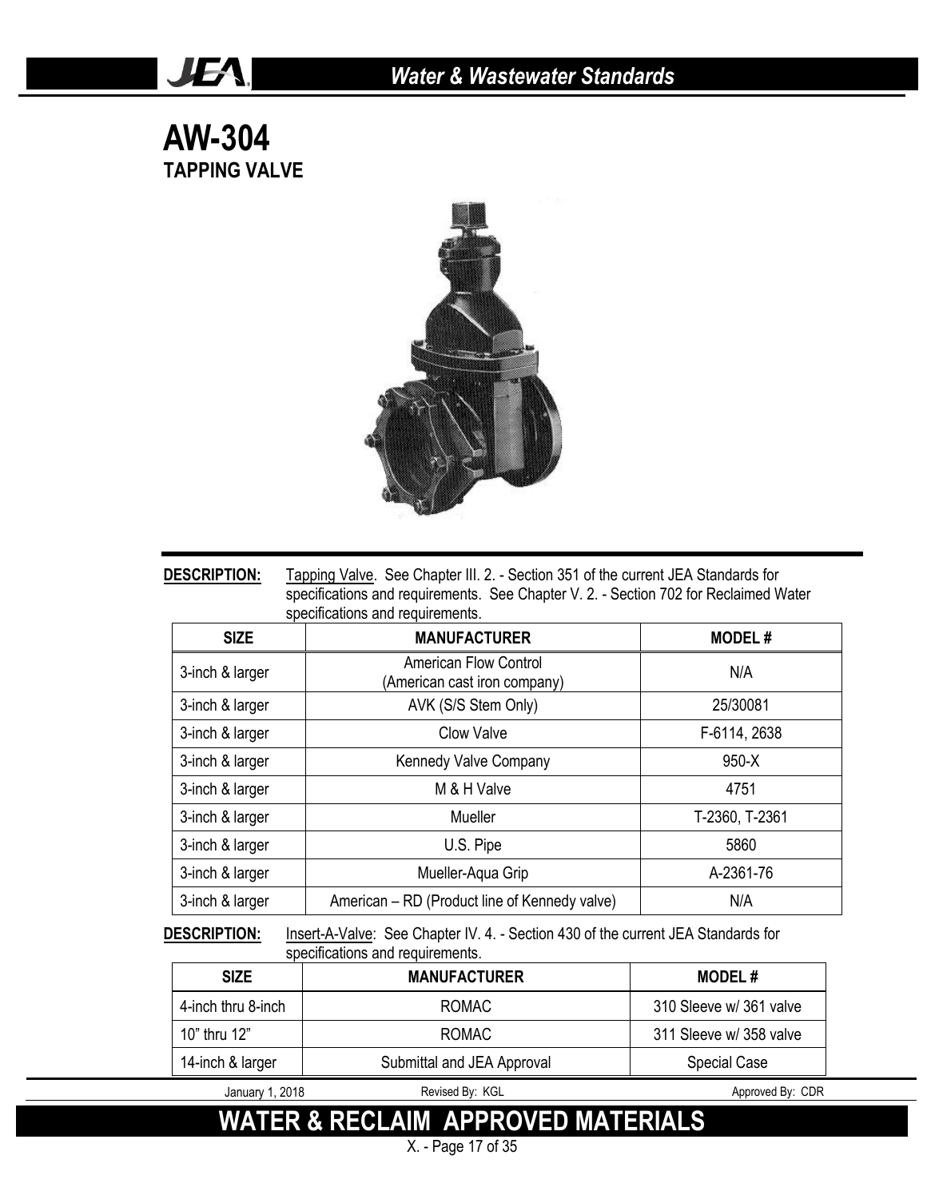# AW-304

## TAPPING VALVE

**DESCRIPTION:** Tapping Valve. See Chapter III. 2. - Section 351 of the current JEA Standards for specifications and requirements. See Chapter V. 2. - Section 702 for Reclaimed Water specifications and requirements.

| SIZE | MANUFACTURER | MODEL # |
|---|---|---|
| 3-inch & larger | American Flow Control (American cast iron company) | N/A |
| 3-inch & larger | AVK (S/S Stem Only) | 25/30081 |
| 3-inch & larger | Clow Valve | F-6114, 2638 |
| 3-inch & larger | Kennedy Valve Company | 950-X |
| 3-inch & larger | M & H Valve | 4751 |
| 3-inch & larger | Mueller | T-2360, T-2361 |
| 3-inch & larger | U.S. Pipe | 5860 |
| 3-inch & larger | Mueller-Aqua Grip | A-2361-76 |
| 3-inch & larger | American – RD (Product line of Kennedy valve) | N/A |

**DESCRIPTION:** Insert-A-Valve: See Chapter IV. 4. - Section 430 of the current JEA Standards for specifications and requirements.

| SIZE | MANUFACTURER | MODEL # |
|---|---|---|
| 4-inch thru 8-inch | ROMAC | 310 Sleeve w/ 361 valve |
| 10" thru 12" | ROMAC | 311 Sleeve w/ 358 valve |
| 14-inch & larger | Submittal and JEA Approval | Special Case |

January 1, 2018 Revised By: KGL Approved By: CDR

WATER & RECLAIM APPROVED MATERIALS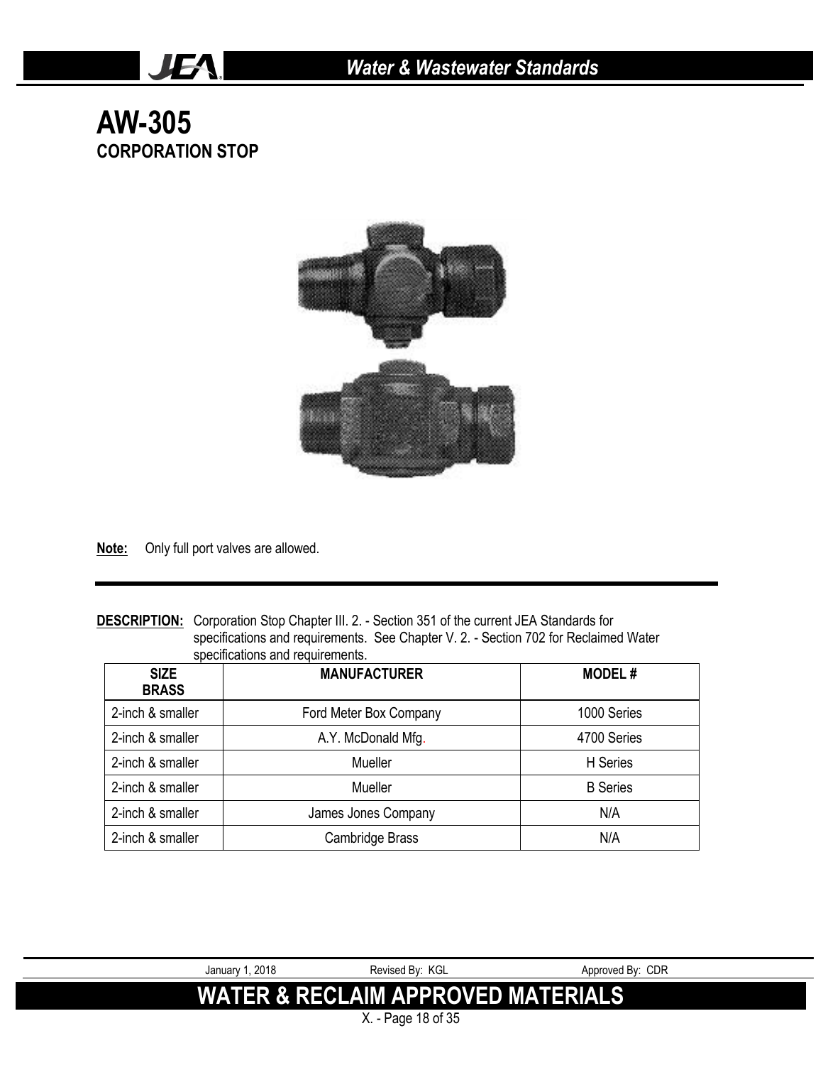# AW-305

## CORPORATION STOP

**Note:** Only full port valves are allowed.

**DESCRIPTION:** Corporation Stop Chapter III. 2. - Section 351 of the current JEA Standards for specifications and requirements. See Chapter V. 2. - Section 702 for Reclaimed Water specifications and requirements.

| SIZE BRASS | MANUFACTURER | MODEL # |
|---|---|---|
| 2-inch & smaller | Ford Meter Box Company | 1000 Series |
| 2-inch & smaller | A.Y. McDonald Mfg. | 4700 Series |
| 2-inch & smaller | Mueller | H Series |
| 2-inch & smaller | Mueller | B Series |
| 2-inch & smaller | James Jones Company | N/A |
| 2-inch & smaller | Cambridge Brass | N/A |

January 1, 2018 | Revised By: KGL | Approved By: CDR

**WATER & RECLAIM APPROVED MATERIALS**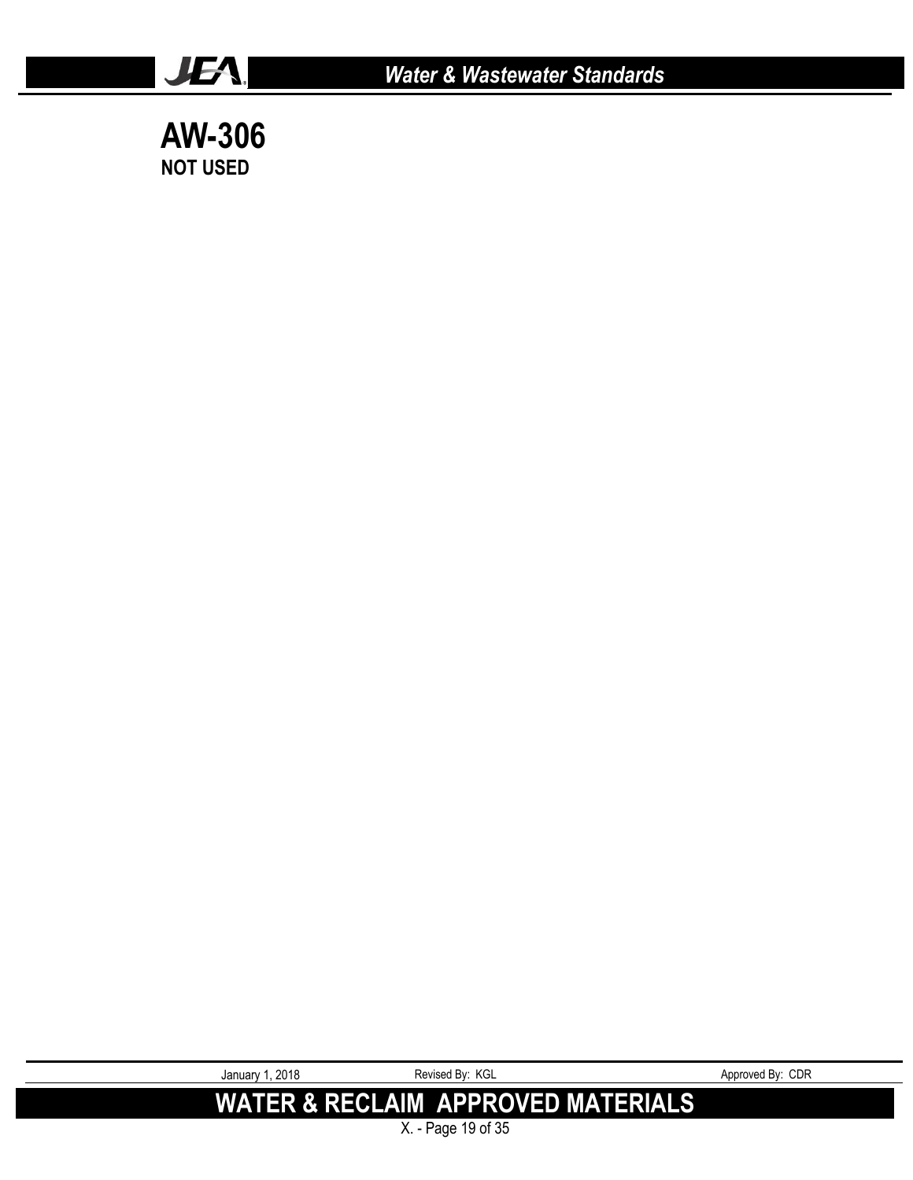# AW-306

**NOT USED**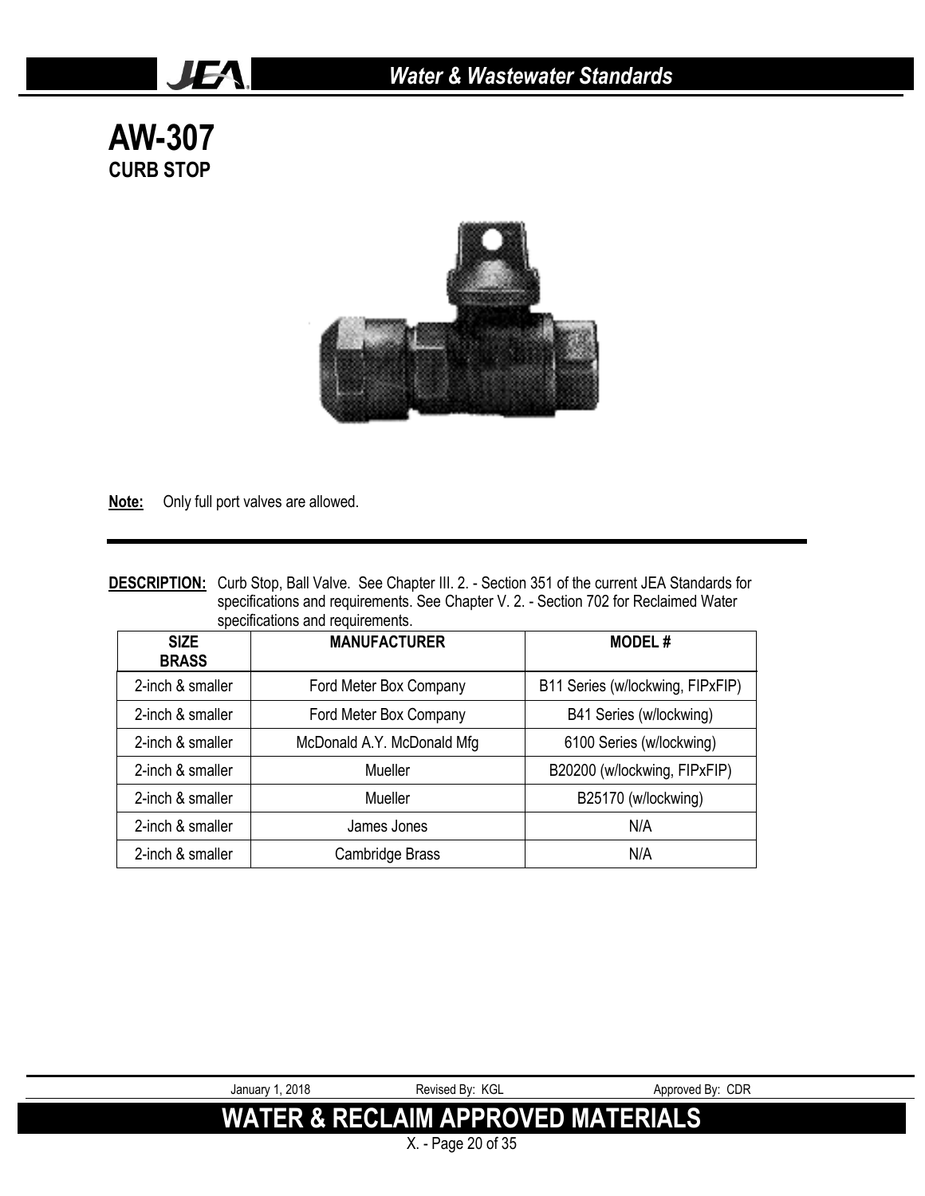# AW-307

## CURB STOP

**Note:** Only full port valves are allowed.

**DESCRIPTION:** Curb Stop, Ball Valve. See Chapter III. 2. - Section 351 of the current JEA Standards for specifications and requirements. See Chapter V. 2. - Section 702 for Reclaimed Water specifications and requirements.

| SIZE BRASS | MANUFACTURER | MODEL # |
|---|---|---|
| 2-inch & smaller | Ford Meter Box Company | B11 Series (w/lockwing, FIPxFIP) |
| 2-inch & smaller | Ford Meter Box Company | B41 Series (w/lockwing) |
| 2-inch & smaller | McDonald A.Y. McDonald Mfg | 6100 Series (w/lockwing) |
| 2-inch & smaller | Mueller | B20200 (w/lockwing, FIPxFIP) |
| 2-inch & smaller | Mueller | B25170 (w/lockwing) |
| 2-inch & smaller | James Jones | N/A |
| 2-inch & smaller | Cambridge Brass | N/A |

January 1, 2018 Revised By: KGL Approved By: CDR

**WATER & RECLAIM APPROVED MATERIALS**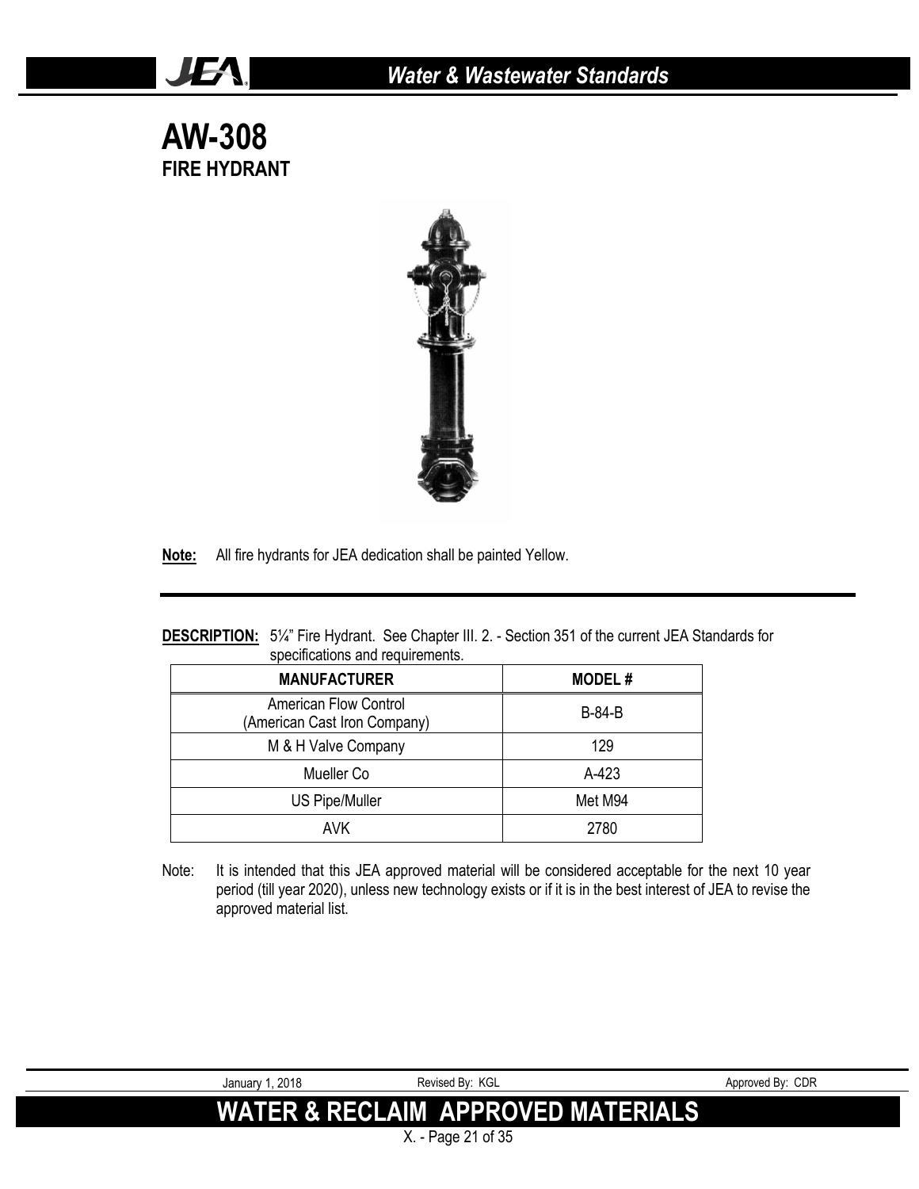# AW-308

## FIRE HYDRANT

**Note:** All fire hydrants for JEA dedication shall be painted Yellow.

**DESCRIPTION:** 5¼" Fire Hydrant. See Chapter III. 2. - Section 351 of the current JEA Standards for specifications and requirements.

| MANUFACTURER | MODEL # |
|---|---|
| American Flow Control (American Cast Iron Company) | B-84-B |
| M & H Valve Company | 129 |
| Mueller Co | A-423 |
| US Pipe/Muller | Met M94 |
| AVK | 2780 |

Note: It is intended that this JEA approved material will be considered acceptable for the next 10 year period (till year 2020), unless new technology exists or if it is in the best interest of JEA to revise the approved material list.

January 1, 2018 Revised By: KGL Approved By: CDR

WATER & RECLAIM APPROVED MATERIALS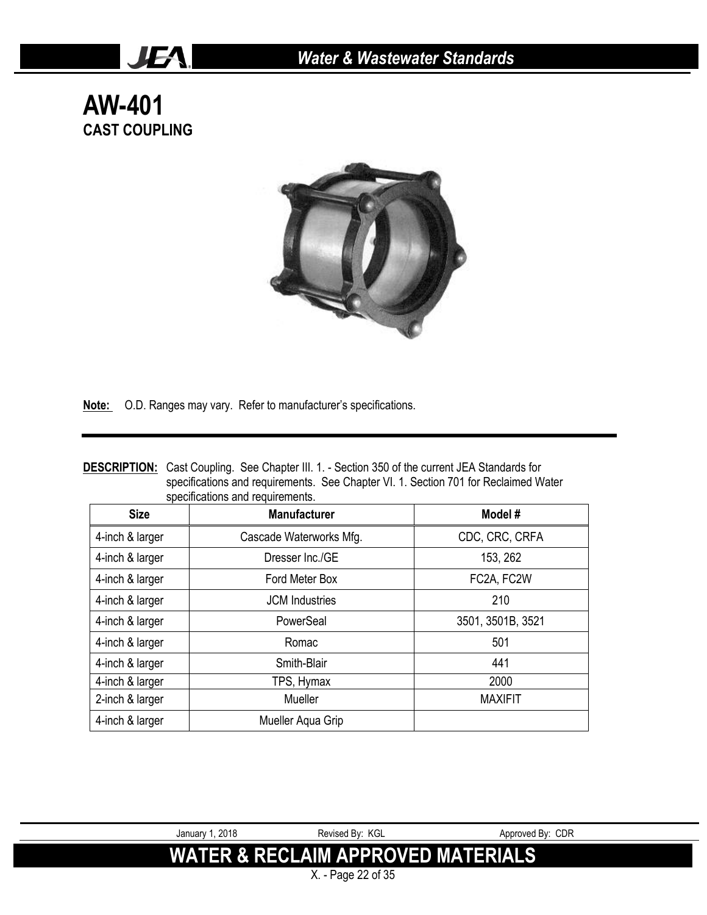# AW-401
## CAST COUPLING

**Note:** O.D. Ranges may vary. Refer to manufacturer's specifications.

**DESCRIPTION:** Cast Coupling. See Chapter III. 1. - Section 350 of the current JEA Standards for specifications and requirements. See Chapter VI. 1. Section 701 for Reclaimed Water specifications and requirements.

| Size | Manufacturer | Model # |
|---|---|---|
| 4-inch & larger | Cascade Waterworks Mfg. | CDC, CRC, CRFA |
| 4-inch & larger | Dresser Inc./GE | 153, 262 |
| 4-inch & larger | Ford Meter Box | FC2A, FC2W |
| 4-inch & larger | JCM Industries | 210 |
| 4-inch & larger | PowerSeal | 3501, 3501B, 3521 |
| 4-inch & larger | Romac | 501 |
| 4-inch & larger | Smith-Blair | 441 |
| 4-inch & larger | TPS, Hymax | 2000 |
| 2-inch & larger | Mueller | MAXIFIT |
| 4-inch & larger | Mueller Aqua Grip | |

January 1, 2018 Revised By: KGL Approved By: CDR

**WATER & RECLAIM APPROVED MATERIALS**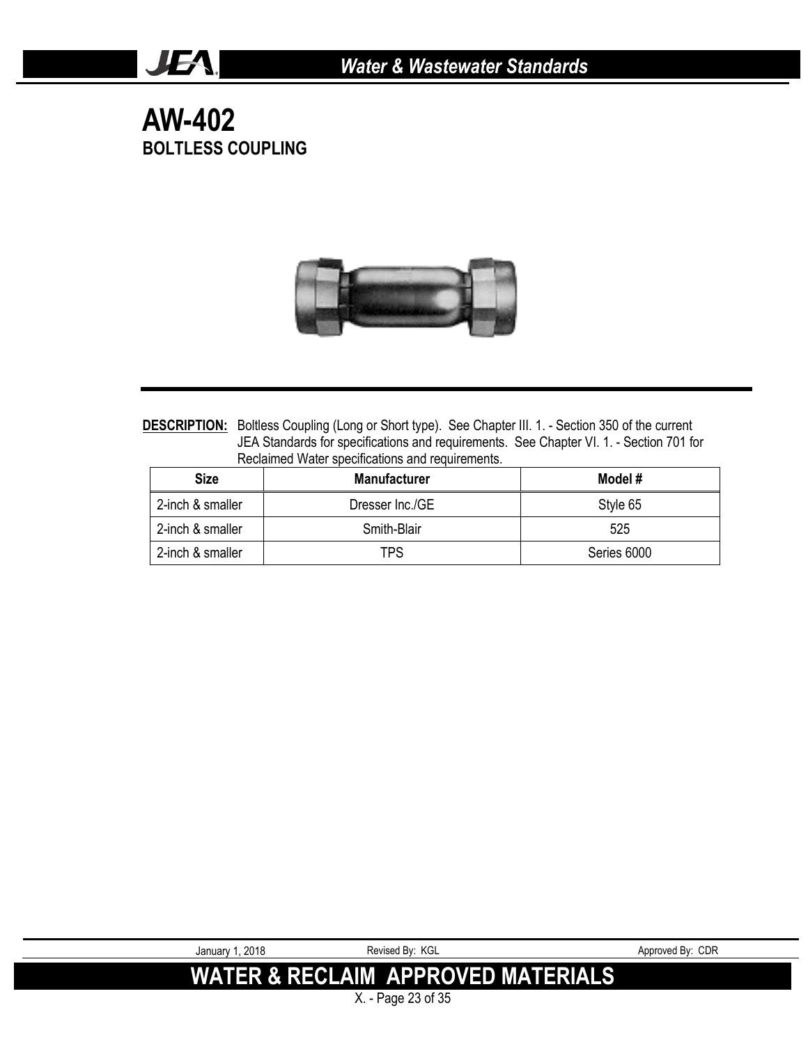# AW-402
## BOLTLESS COUPLING

**DESCRIPTION:** Boltless Coupling (Long or Short type). See Chapter III. 1. - Section 350 of the current JEA Standards for specifications and requirements. See Chapter VI. 1. - Section 701 for Reclaimed Water specifications and requirements.

| Size | Manufacturer | Model # |
|---|---|---|
| 2-inch & smaller | Dresser Inc./GE | Style 65 |
| 2-inch & smaller | Smith-Blair | 525 |
| 2-inch & smaller | TPS | Series 6000 |

January 1, 2018 Revised By: KGL Approved By: CDR

**WATER & RECLAIM APPROVED MATERIALS**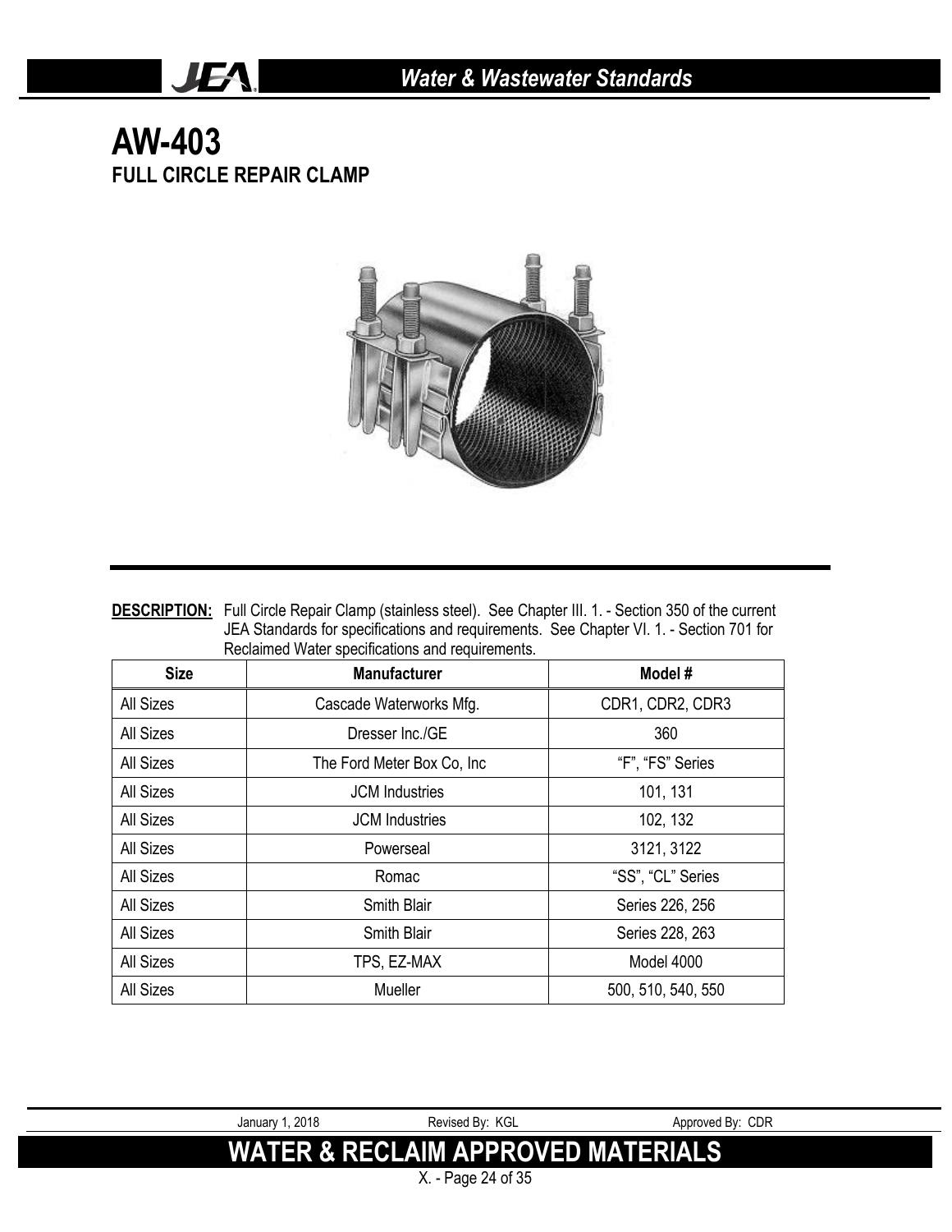# AW-403

## FULL CIRCLE REPAIR CLAMP

**DESCRIPTION:** Full Circle Repair Clamp (stainless steel). See Chapter III. 1. - Section 350 of the current JEA Standards for specifications and requirements. See Chapter VI. 1. - Section 701 for Reclaimed Water specifications and requirements.

| Size | Manufacturer | Model # |
|---|---|---|
| All Sizes | Cascade Waterworks Mfg. | CDR1, CDR2, CDR3 |
| All Sizes | Dresser Inc./GE | 360 |
| All Sizes | The Ford Meter Box Co, Inc | "F", "FS" Series |
| All Sizes | JCM Industries | 101, 131 |
| All Sizes | JCM Industries | 102, 132 |
| All Sizes | Powerseal | 3121, 3122 |
| All Sizes | Romac | "SS", "CL" Series |
| All Sizes | Smith Blair | Series 226, 256 |
| All Sizes | Smith Blair | Series 228, 263 |
| All Sizes | TPS, EZ-MAX | Model 4000 |
| All Sizes | Mueller | 500, 510, 540, 550 |

January 1, 2018 Revised By: KGL Approved By: CDR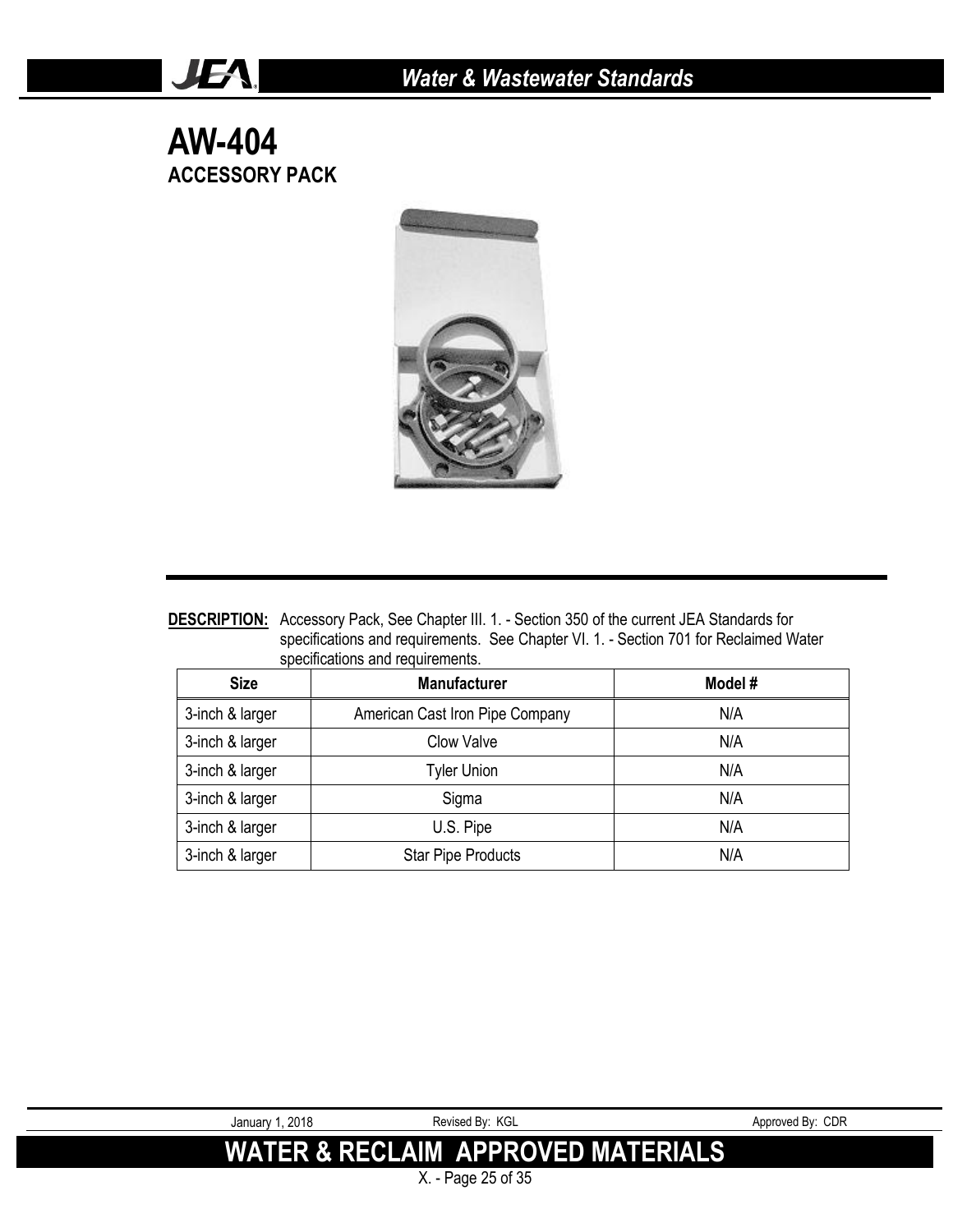# AW-404

## ACCESSORY PACK

**DESCRIPTION:** Accessory Pack, See Chapter III. 1. - Section 350 of the current JEA Standards for specifications and requirements. See Chapter VI. 1. - Section 701 for Reclaimed Water specifications and requirements.

| Size | Manufacturer | Model # |
|---|---|---|
| 3-inch & larger | American Cast Iron Pipe Company | N/A |
| 3-inch & larger | Clow Valve | N/A |
| 3-inch & larger | Tyler Union | N/A |
| 3-inch & larger | Sigma | N/A |
| 3-inch & larger | U.S. Pipe | N/A |
| 3-inch & larger | Star Pipe Products | N/A |

January 1, 2018 Revised By: KGL Approved By: CDR

**WATER & RECLAIM APPROVED MATERIALS**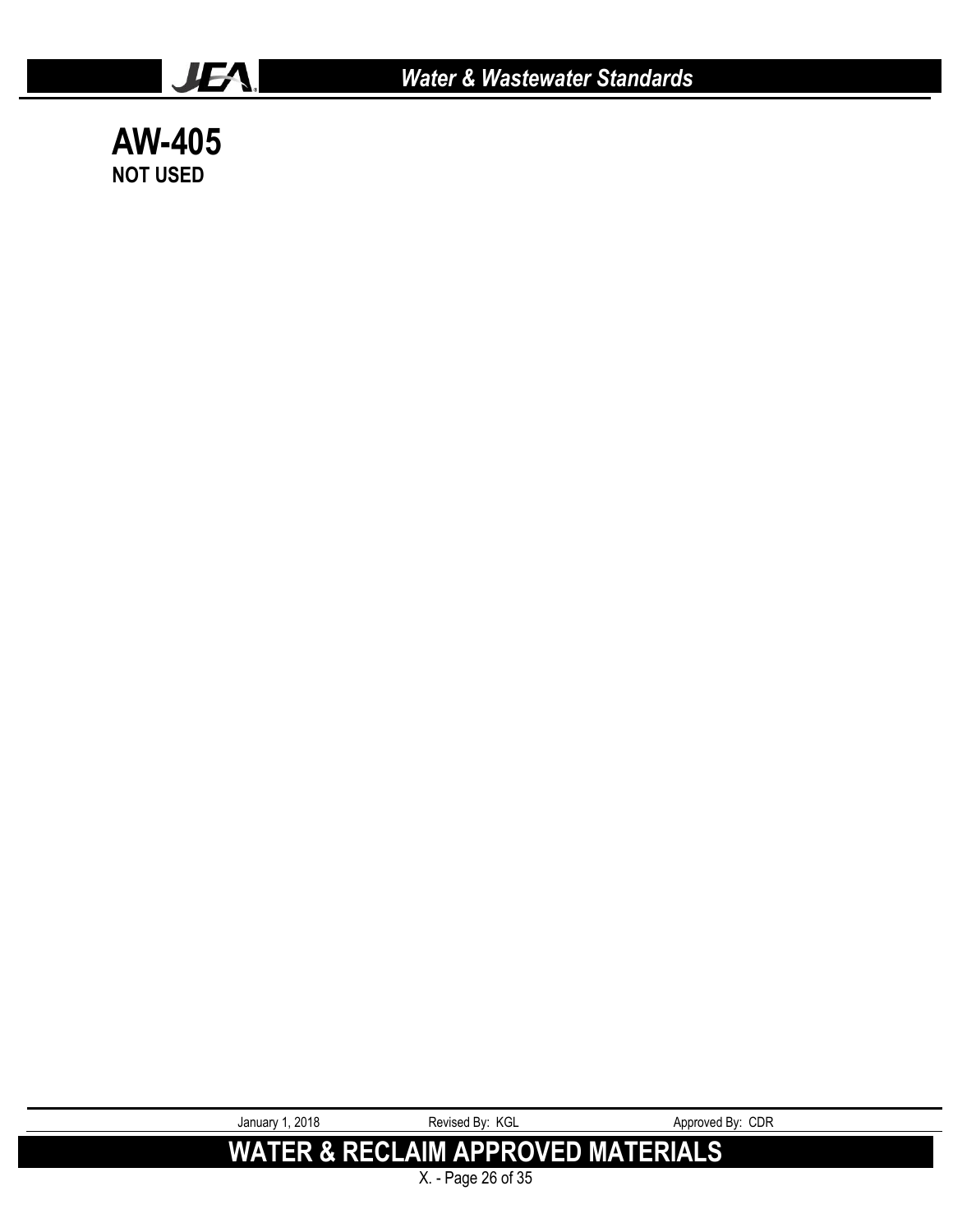# AW-405

**NOT USED**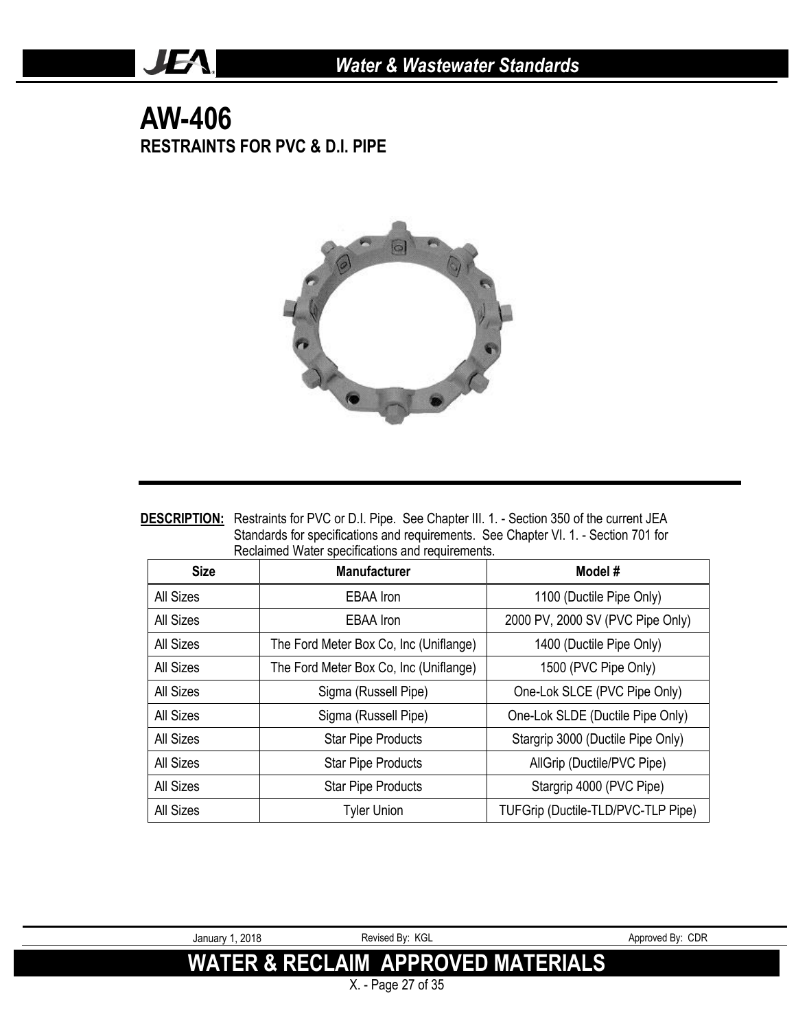# AW-406

## RESTRAINTS FOR PVC & D.I. PIPE

**DESCRIPTION:** Restraints for PVC or D.I. Pipe. See Chapter III. 1. - Section 350 of the current JEA Standards for specifications and requirements. See Chapter VI. 1. - Section 701 for Reclaimed Water specifications and requirements.

| Size | Manufacturer | Model # |
|---|---|---|
| All Sizes | EBAA Iron | 1100 (Ductile Pipe Only) |
| All Sizes | EBAA Iron | 2000 PV, 2000 SV (PVC Pipe Only) |
| All Sizes | The Ford Meter Box Co, Inc (Uniflange) | 1400 (Ductile Pipe Only) |
| All Sizes | The Ford Meter Box Co, Inc (Uniflange) | 1500 (PVC Pipe Only) |
| All Sizes | Sigma (Russell Pipe) | One-Lok SLCE (PVC Pipe Only) |
| All Sizes | Sigma (Russell Pipe) | One-Lok SLDE (Ductile Pipe Only) |
| All Sizes | Star Pipe Products | Stargrip 3000 (Ductile Pipe Only) |
| All Sizes | Star Pipe Products | AllGrip (Ductile/PVC Pipe) |
| All Sizes | Star Pipe Products | Stargrip 4000 (PVC Pipe) |
| All Sizes | Tyler Union | TUFGrip (Ductile-TLD/PVC-TLP Pipe) |

January 1, 2018 Revised By: KGL Approved By: CDR

**WATER & RECLAIM APPROVED MATERIALS**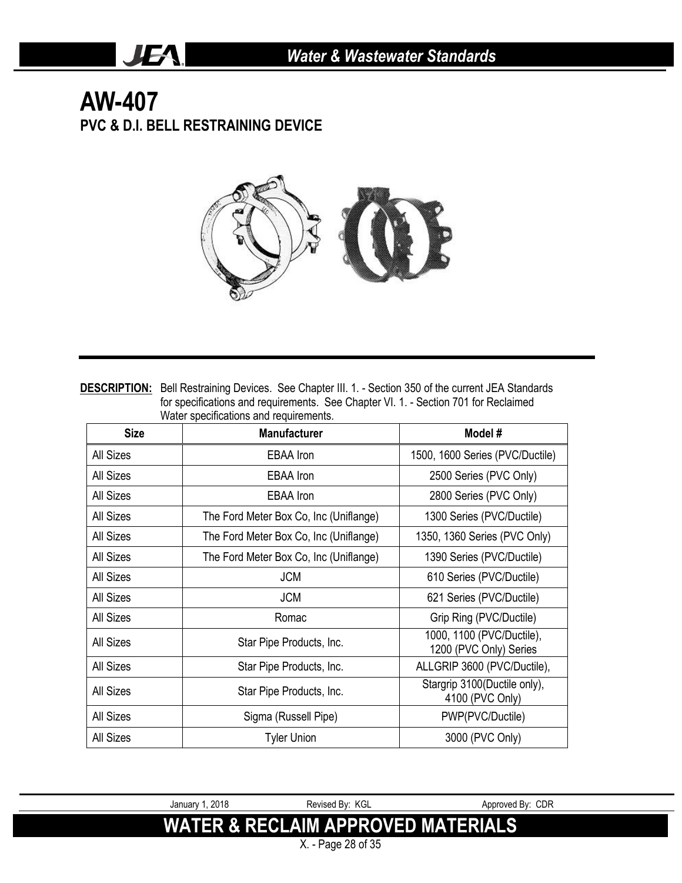# AW-407

## PVC & D.I. BELL RESTRAINING DEVICE

**DESCRIPTION:** Bell Restraining Devices. See Chapter III. 1. - Section 350 of the current JEA Standards for specifications and requirements. See Chapter VI. 1. - Section 701 for Reclaimed Water specifications and requirements.

| Size | Manufacturer | Model # |
|---|---|---|
| All Sizes | EBAA Iron | 1500, 1600 Series (PVC/Ductile) |
| All Sizes | EBAA Iron | 2500 Series (PVC Only) |
| All Sizes | EBAA Iron | 2800 Series (PVC Only) |
| All Sizes | The Ford Meter Box Co, Inc (Uniflange) | 1300 Series (PVC/Ductile) |
| All Sizes | The Ford Meter Box Co, Inc (Uniflange) | 1350, 1360 Series (PVC Only) |
| All Sizes | The Ford Meter Box Co, Inc (Uniflange) | 1390 Series (PVC/Ductile) |
| All Sizes | JCM | 610 Series (PVC/Ductile) |
| All Sizes | JCM | 621 Series (PVC/Ductile) |
| All Sizes | Romac | Grip Ring (PVC/Ductile) |
| All Sizes | Star Pipe Products, Inc. | 1000, 1100 (PVC/Ductile), 1200 (PVC Only) Series |
| All Sizes | Star Pipe Products, Inc. | ALLGRIP 3600 (PVC/Ductile), |
| All Sizes | Star Pipe Products, Inc. | Stargrip 3100(Ductile only), 4100 (PVC Only) |
| All Sizes | Sigma (Russell Pipe) | PWP(PVC/Ductile) |
| All Sizes | Tyler Union | 3000 (PVC Only) |

January 1, 2018 | Revised By: KGL | Approved By: CDR

**WATER & RECLAIM APPROVED MATERIALS**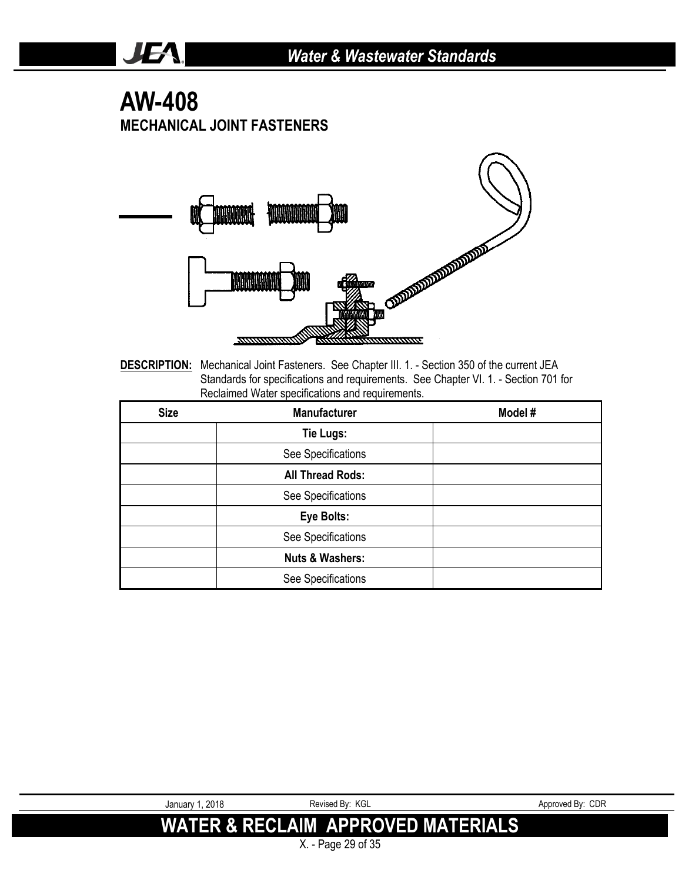# AW-408

## MECHANICAL JOINT FASTENERS

**DESCRIPTION:** Mechanical Joint Fasteners. See Chapter III. 1. - Section 350 of the current JEA Standards for specifications and requirements. See Chapter VI. 1. - Section 701 for Reclaimed Water specifications and requirements.

| Size | Manufacturer | Model # |
|---|---|---|
| | **Tie Lugs:** | |
| | See Specifications | |
| | **All Thread Rods:** | |
| | See Specifications | |
| | **Eye Bolts:** | |
| | See Specifications | |
| | **Nuts & Washers:** | |
| | See Specifications | |

January 1, 2018 Revised By: KGL Approved By: CDR

**WATER & RECLAIM APPROVED MATERIALS**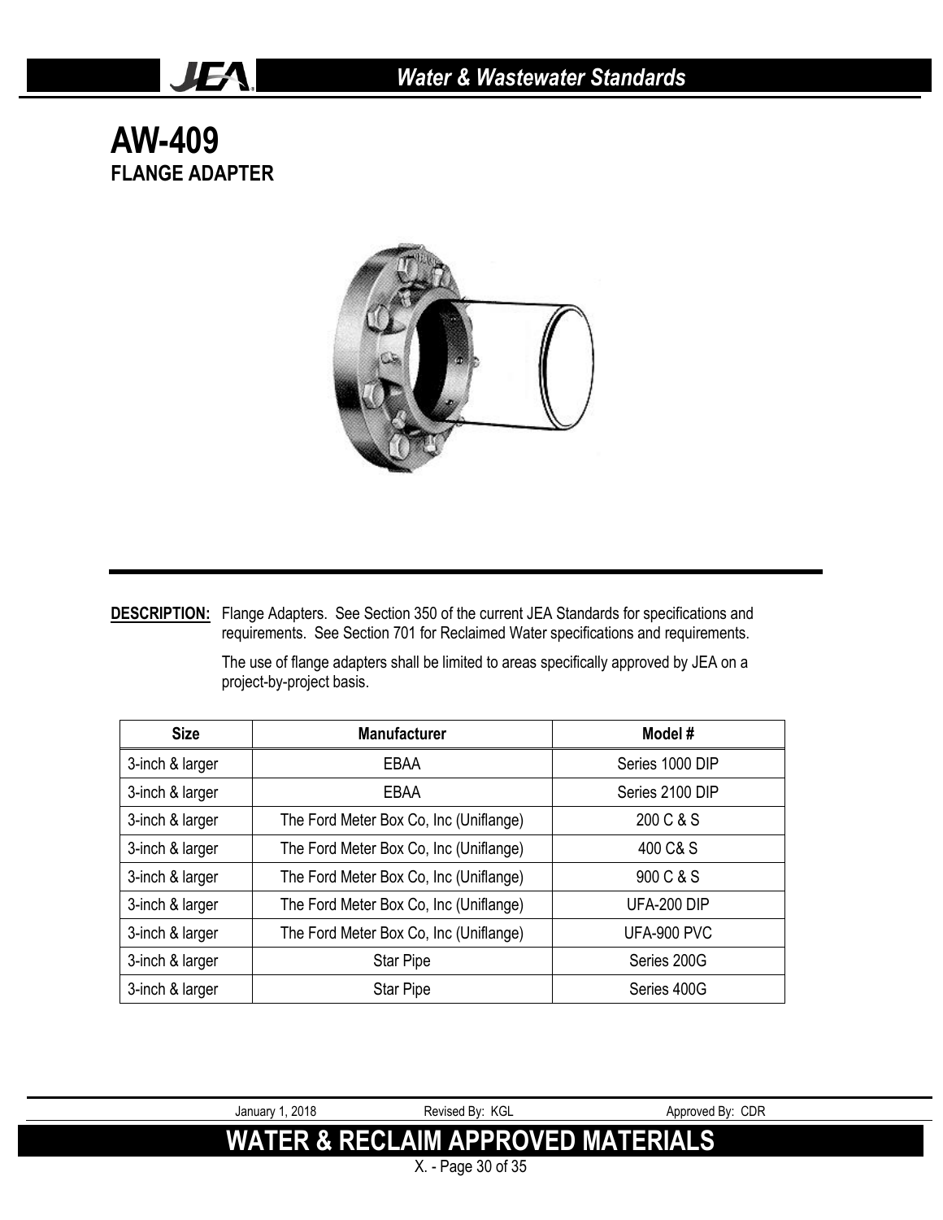# AW-409

## FLANGE ADAPTER

**DESCRIPTION:** Flange Adapters. See Section 350 of the current JEA Standards for specifications and requirements. See Section 701 for Reclaimed Water specifications and requirements.

The use of flange adapters shall be limited to areas specifically approved by JEA on a project-by-project basis.

| Size | Manufacturer | Model # |
|---|---|---|
| 3-inch & larger | EBAA | Series 1000 DIP |
| 3-inch & larger | EBAA | Series 2100 DIP |
| 3-inch & larger | The Ford Meter Box Co, Inc (Uniflange) | 200 C & S |
| 3-inch & larger | The Ford Meter Box Co, Inc (Uniflange) | 400 C& S |
| 3-inch & larger | The Ford Meter Box Co, Inc (Uniflange) | 900 C & S |
| 3-inch & larger | The Ford Meter Box Co, Inc (Uniflange) | UFA-200 DIP |
| 3-inch & larger | The Ford Meter Box Co, Inc (Uniflange) | UFA-900 PVC |
| 3-inch & larger | Star Pipe | Series 200G |
| 3-inch & larger | Star Pipe | Series 400G |

January 1, 2018 Revised By: KGL Approved By: CDR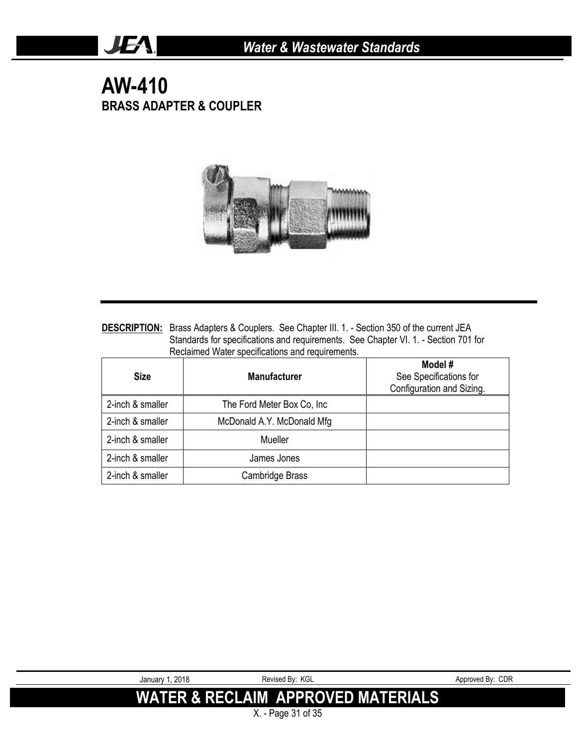# AW-410

## BRASS ADAPTER & COUPLER

**DESCRIPTION:** Brass Adapters & Couplers. See Chapter III. 1. - Section 350 of the current JEA Standards for specifications and requirements. See Chapter VI. 1. - Section 701 for Reclaimed Water specifications and requirements.

| Size | Manufacturer | **Model #** See Specifications for Configuration and Sizing. |
|---|---|---|
| 2-inch & smaller | The Ford Meter Box Co, Inc | |
| 2-inch & smaller | McDonald A.Y. McDonald Mfg | |
| 2-inch & smaller | Mueller | |
| 2-inch & smaller | James Jones | |
| 2-inch & smaller | Cambridge Brass | |

January 1, 2018 Revised By: KGL Approved By: CDR

**WATER & RECLAIM APPROVED MATERIALS**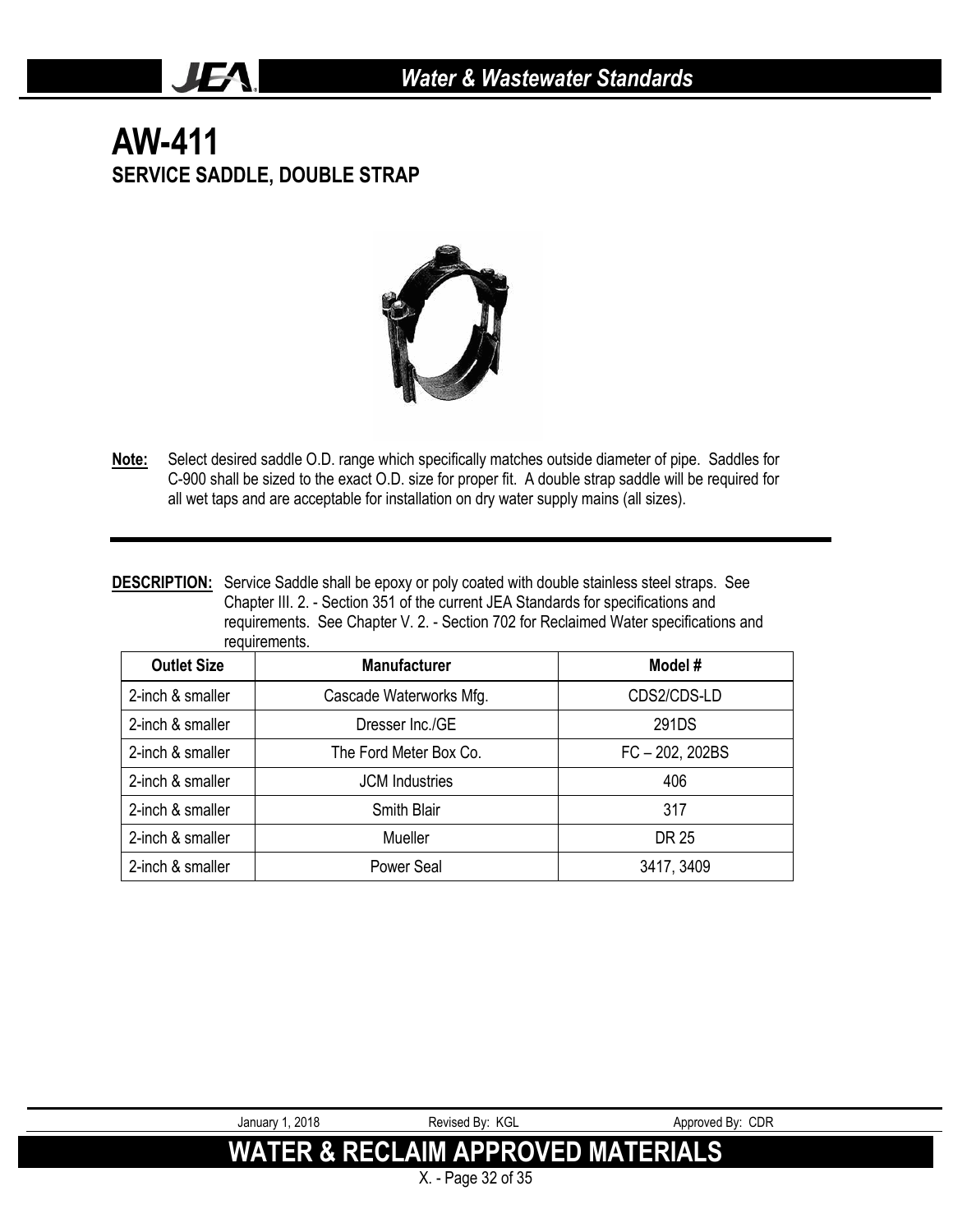# AW-411

## SERVICE SADDLE, DOUBLE STRAP

**Note:** Select desired saddle O.D. range which specifically matches outside diameter of pipe. Saddles for C-900 shall be sized to the exact O.D. size for proper fit. A double strap saddle will be required for all wet taps and are acceptable for installation on dry water supply mains (all sizes).

**DESCRIPTION:** Service Saddle shall be epoxy or poly coated with double stainless steel straps. See Chapter III. 2. - Section 351 of the current JEA Standards for specifications and requirements. See Chapter V. 2. - Section 702 for Reclaimed Water specifications and requirements.

| Outlet Size | Manufacturer | Model # |
|---|---|---|
| 2-inch & smaller | Cascade Waterworks Mfg. | CDS2/CDS-LD |
| 2-inch & smaller | Dresser Inc./GE | 291DS |
| 2-inch & smaller | The Ford Meter Box Co. | FC – 202, 202BS |
| 2-inch & smaller | JCM Industries | 406 |
| 2-inch & smaller | Smith Blair | 317 |
| 2-inch & smaller | Mueller | DR 25 |
| 2-inch & smaller | Power Seal | 3417, 3409 |

January 1, 2018 Revised By: KGL Approved By: CDR

**WATER & RECLAIM APPROVED MATERIALS**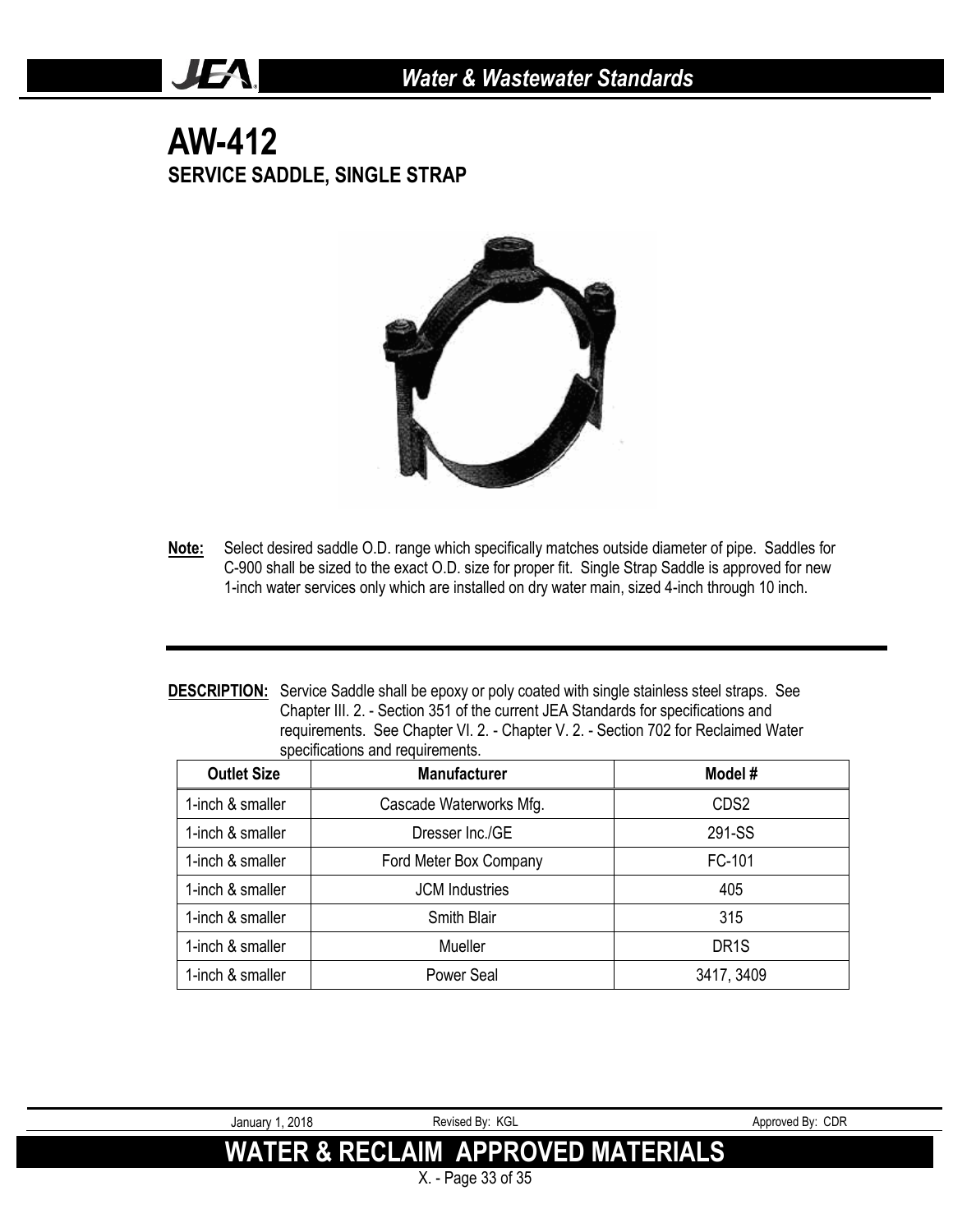# AW-412

## SERVICE SADDLE, SINGLE STRAP

**Note:** Select desired saddle O.D. range which specifically matches outside diameter of pipe. Saddles for C-900 shall be sized to the exact O.D. size for proper fit. Single Strap Saddle is approved for new 1-inch water services only which are installed on dry water main, sized 4-inch through 10 inch.

**DESCRIPTION:** Service Saddle shall be epoxy or poly coated with single stainless steel straps. See Chapter III. 2. - Section 351 of the current JEA Standards for specifications and requirements. See Chapter VI. 2. - Chapter V. 2. - Section 702 for Reclaimed Water specifications and requirements.

| Outlet Size | Manufacturer | Model # |
|---|---|---|
| 1-inch & smaller | Cascade Waterworks Mfg. | CDS2 |
| 1-inch & smaller | Dresser Inc./GE | 291-SS |
| 1-inch & smaller | Ford Meter Box Company | FC-101 |
| 1-inch & smaller | JCM Industries | 405 |
| 1-inch & smaller | Smith Blair | 315 |
| 1-inch & smaller | Mueller | DR1S |
| 1-inch & smaller | Power Seal | 3417, 3409 |

January 1, 2018 Revised By: KGL Approved By: CDR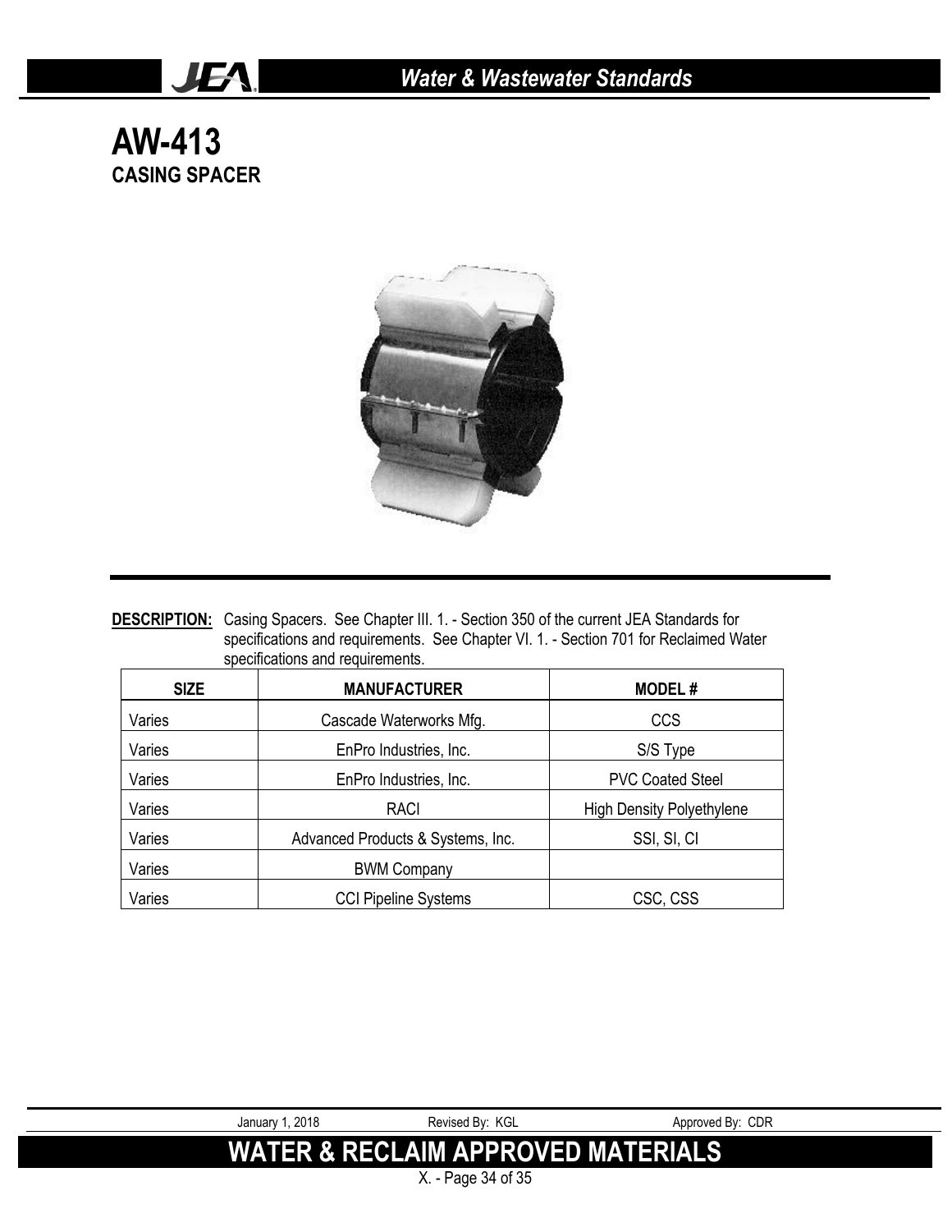# AW-413

## CASING SPACER

**DESCRIPTION:** Casing Spacers. See Chapter III. 1. - Section 350 of the current JEA Standards for specifications and requirements. See Chapter VI. 1. - Section 701 for Reclaimed Water specifications and requirements.

| SIZE | MANUFACTURER | MODEL # |
|---|---|---|
| Varies | Cascade Waterworks Mfg. | CCS |
| Varies | EnPro Industries, Inc. | S/S Type |
| Varies | EnPro Industries, Inc. | PVC Coated Steel |
| Varies | RACI | High Density Polyethylene |
| Varies | Advanced Products & Systems, Inc. | SSI, SI, CI |
| Varies | BWM Company | |
| Varies | CCI Pipeline Systems | CSC, CSS |

January 1, 2018 Revised By: KGL Approved By: CDR

**WATER & RECLAIM APPROVED MATERIALS**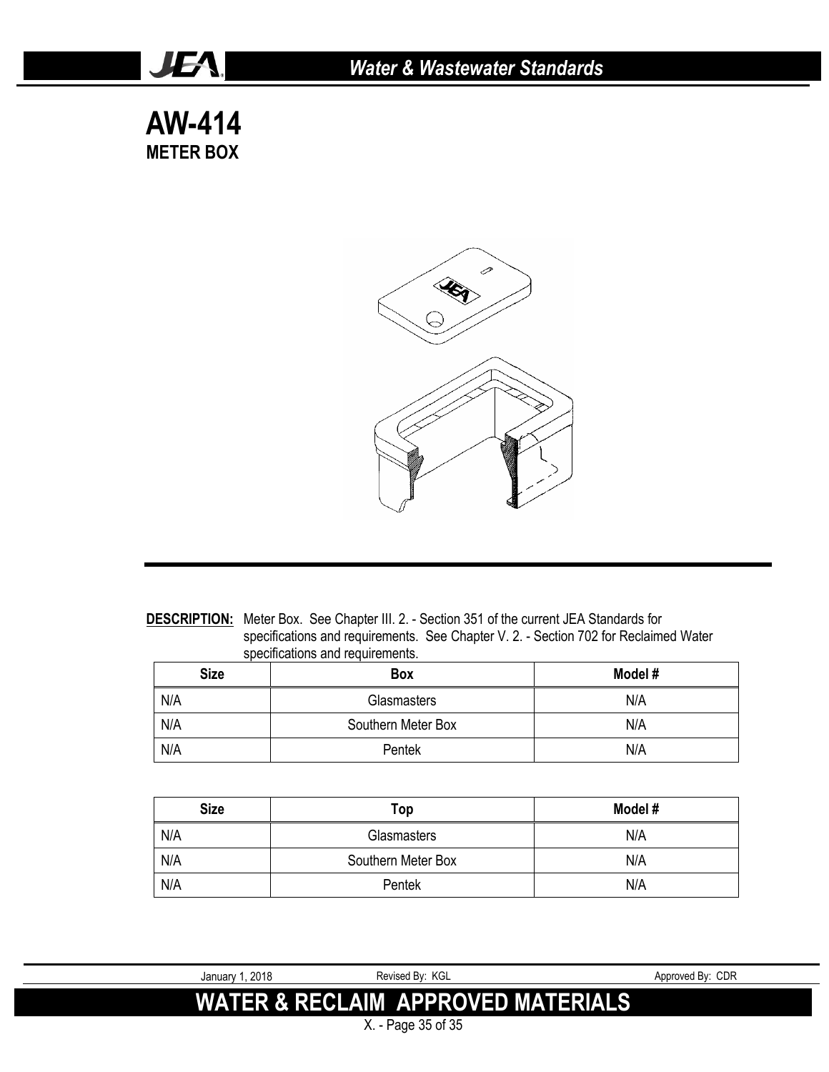# AW-414

## METER BOX

**DESCRIPTION:** Meter Box. See Chapter III. 2. - Section 351 of the current JEA Standards for specifications and requirements. See Chapter V. 2. - Section 702 for Reclaimed Water specifications and requirements.

| Size | Box | Model # |
|---|---|---|
| N/A | Glasmasters | N/A |
| N/A | Southern Meter Box | N/A |
| N/A | Pentek | N/A |

| Size | Top | Model # |
|---|---|---|
| N/A | Glasmasters | N/A |
| N/A | Southern Meter Box | N/A |
| N/A | Pentek | N/A |

January 1, 2018 Revised By: KGL Approved By: CDR